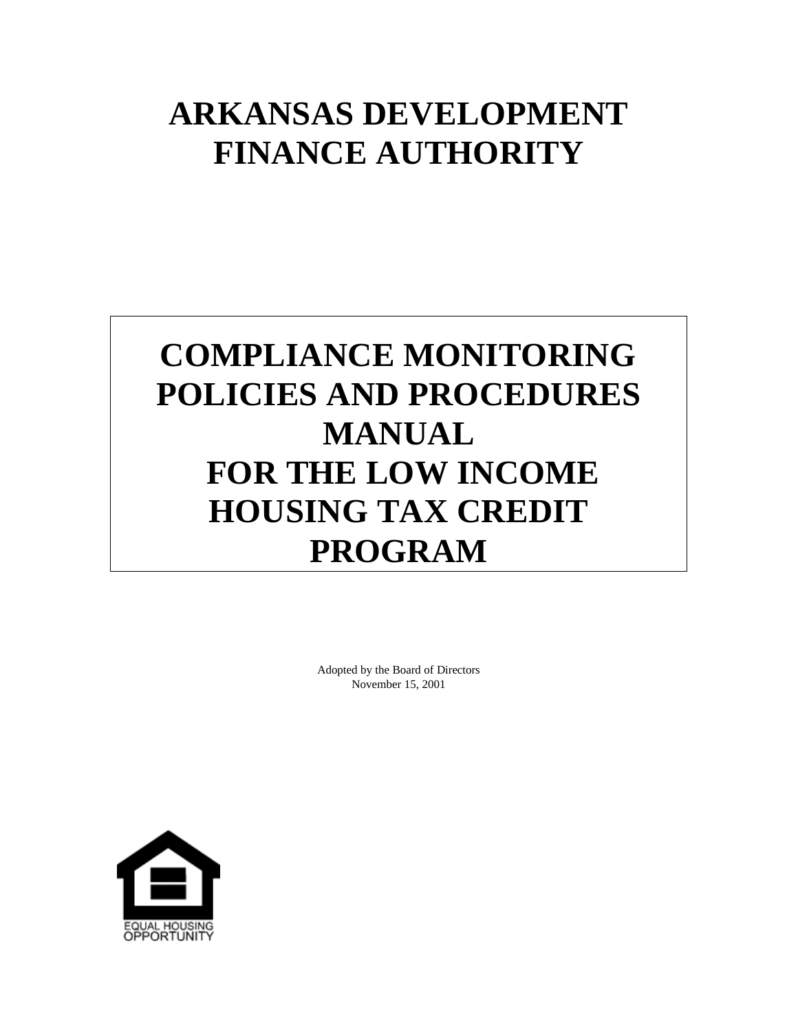# ARKANSAS DEVELOPMENT FINANCE AUTHORITY

# COMPLIANCE MONITORING POLICIES AND PROCEDURES MANUAL FOR THE LOW INCOME HOUSING TAX CREDIT PROGRAM

Adopted by the Board of Directors
November 15, 2001

EQUAL HOUSING OPPORTUNITY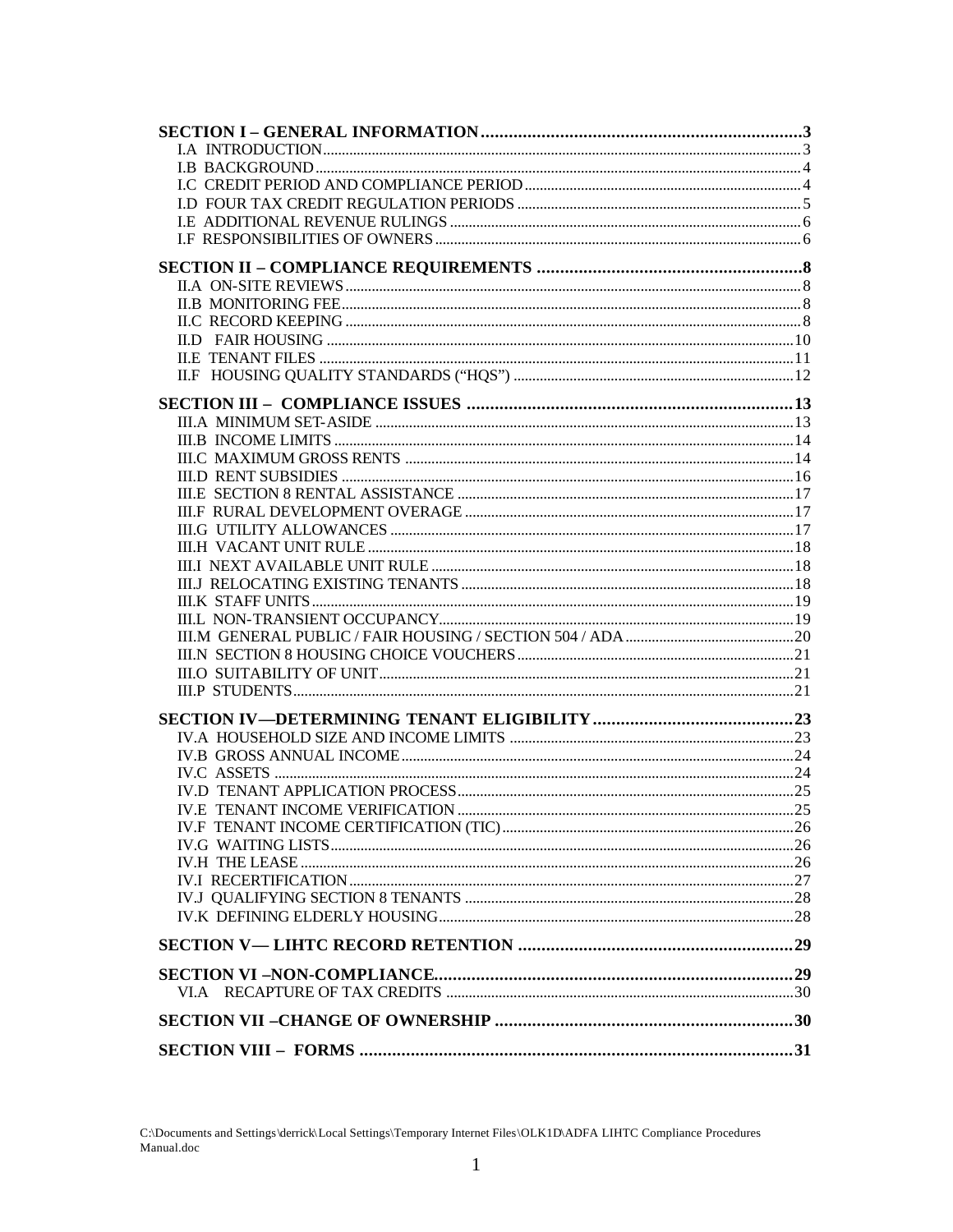**SECTION I – GENERAL INFORMATION** ..................................................................... 3

- I.A INTRODUCTION ..................................................................... 3
- I.B BACKGROUND ..................................................................... 4
- I.C CREDIT PERIOD AND COMPLIANCE PERIOD ..................................................................... 4
- I.D FOUR TAX CREDIT REGULATION PERIODS ..................................................................... 5
- I.E ADDITIONAL REVENUE RULINGS ..................................................................... 6
- I.F RESPONSIBILITIES OF OWNERS ..................................................................... 6

**SECTION II – COMPLIANCE REQUIREMENTS** ..................................................................... 8

- II.A ON-SITE REVIEWS ..................................................................... 8
- II.B MONITORING FEE ..................................................................... 8
- II.C RECORD KEEPING ..................................................................... 8
- II.D FAIR HOUSING ..................................................................... 10
- II.E TENANT FILES ..................................................................... 11
- II.F HOUSING QUALITY STANDARDS ("HQS") ..................................................................... 12

**SECTION III – COMPLIANCE ISSUES** ..................................................................... 13

- III.A MINIMUM SET-ASIDE ..................................................................... 13
- III.B INCOME LIMITS ..................................................................... 14
- III.C MAXIMUM GROSS RENTS ..................................................................... 14
- III.D RENT SUBSIDIES ..................................................................... 16
- III.E SECTION 8 RENTAL ASSISTANCE ..................................................................... 17
- III.F RURAL DEVELOPMENT OVERAGE ..................................................................... 17
- III.G UTILITY ALLOWANCES ..................................................................... 17
- III.H VACANT UNIT RULE ..................................................................... 18
- III.I NEXT AVAILABLE UNIT RULE ..................................................................... 18
- III.J RELOCATING EXISTING TENANTS ..................................................................... 18
- III.K STAFF UNITS ..................................................................... 19
- III.L NON-TRANSIENT OCCUPANCY ..................................................................... 19
- III.M GENERAL PUBLIC / FAIR HOUSING / SECTION 504 / ADA ..................................................................... 20
- III.N SECTION 8 HOUSING CHOICE VOUCHERS ..................................................................... 21
- III.O SUITABILITY OF UNIT ..................................................................... 21
- III.P STUDENTS ..................................................................... 21

**SECTION IV—DETERMINING TENANT ELIGIBILITY** ..................................................................... 23

- IV.A HOUSEHOLD SIZE AND INCOME LIMITS ..................................................................... 23
- IV.B GROSS ANNUAL INCOME ..................................................................... 24
- IV.C ASSETS ..................................................................... 24
- IV.D TENANT APPLICATION PROCESS ..................................................................... 25
- IV.E TENANT INCOME VERIFICATION ..................................................................... 25
- IV.F TENANT INCOME CERTIFICATION (TIC) ..................................................................... 26
- IV.G WAITING LISTS ..................................................................... 26
- IV.H THE LEASE ..................................................................... 26
- IV.I RECERTIFICATION ..................................................................... 27
- IV.J QUALIFYING SECTION 8 TENANTS ..................................................................... 28
- IV.K DEFINING ELDERLY HOUSING ..................................................................... 28

**SECTION V— LIHTC RECORD RETENTION** ..................................................................... 29

**SECTION VI –NON-COMPLIANCE** ..................................................................... 29

- VI.A RECAPTURE OF TAX CREDITS ..................................................................... 30

**SECTION VII –CHANGE OF OWNERSHIP** ..................................................................... 30

**SECTION VIII – FORMS** ..................................................................... 31

C:\Documents and Settings\derrick\Local Settings\Temporary Internet Files\OLK1D\ADFA LIHTC Compliance Procedures Manual.doc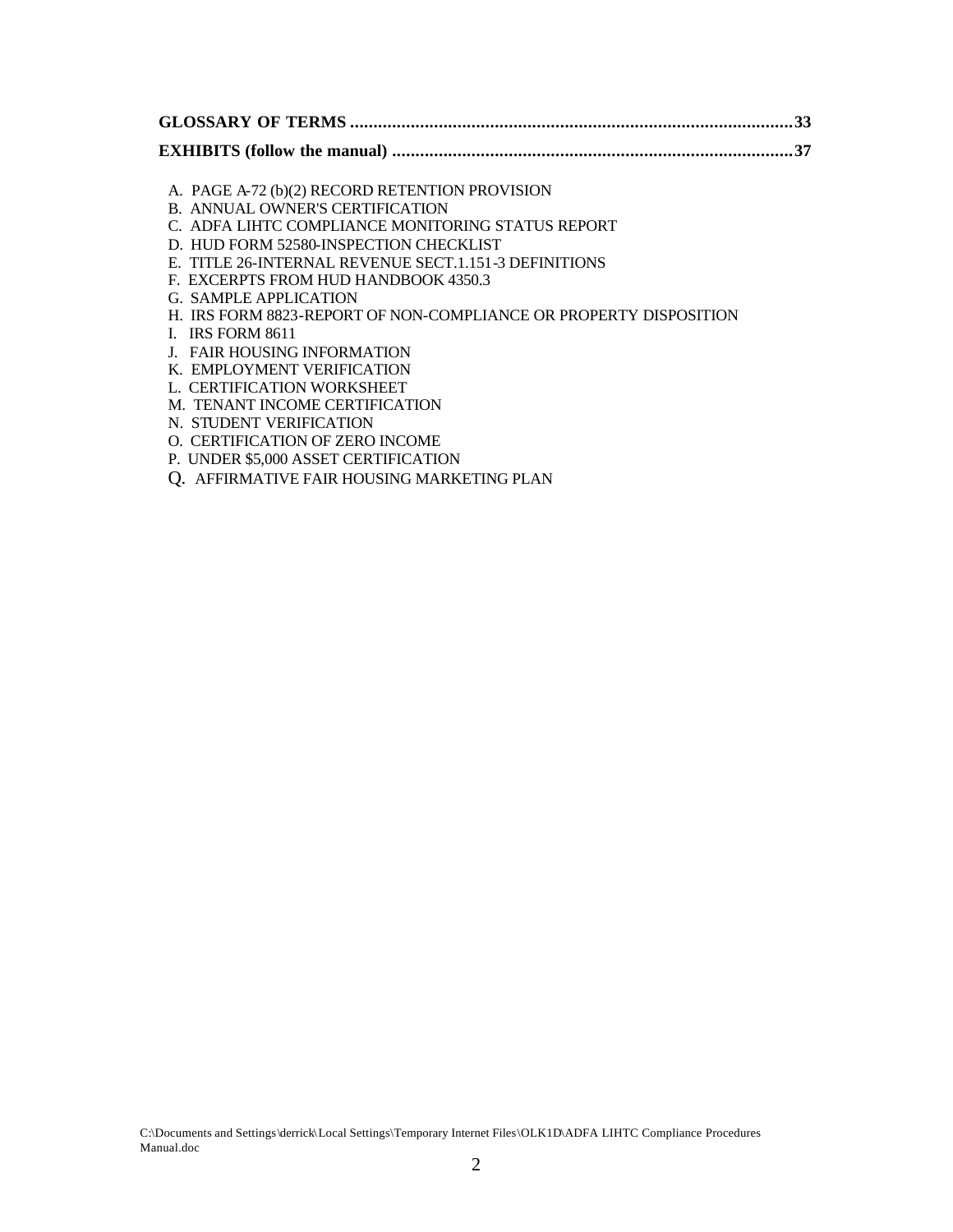**GLOSSARY OF TERMS ............................................................................................33**

**EXHIBITS (follow the manual) ....................................................................................37**

A. PAGE A-72 (b)(2) RECORD RETENTION PROVISION
B. ANNUAL OWNER'S CERTIFICATION
C. ADFA LIHTC COMPLIANCE MONITORING STATUS REPORT
D. HUD FORM 52580-INSPECTION CHECKLIST
E. TITLE 26-INTERNAL REVENUE SECT.1.151-3 DEFINITIONS
F. EXCERPTS FROM HUD HANDBOOK 4350.3
G. SAMPLE APPLICATION
H. IRS FORM 8823-REPORT OF NON-COMPLIANCE OR PROPERTY DISPOSITION
I. IRS FORM 8611
J. FAIR HOUSING INFORMATION
K. EMPLOYMENT VERIFICATION
L. CERTIFICATION WORKSHEET
M. TENANT INCOME CERTIFICATION
N. STUDENT VERIFICATION
O. CERTIFICATION OF ZERO INCOME
P. UNDER $5,000 ASSET CERTIFICATION
Q. AFFIRMATIVE FAIR HOUSING MARKETING PLAN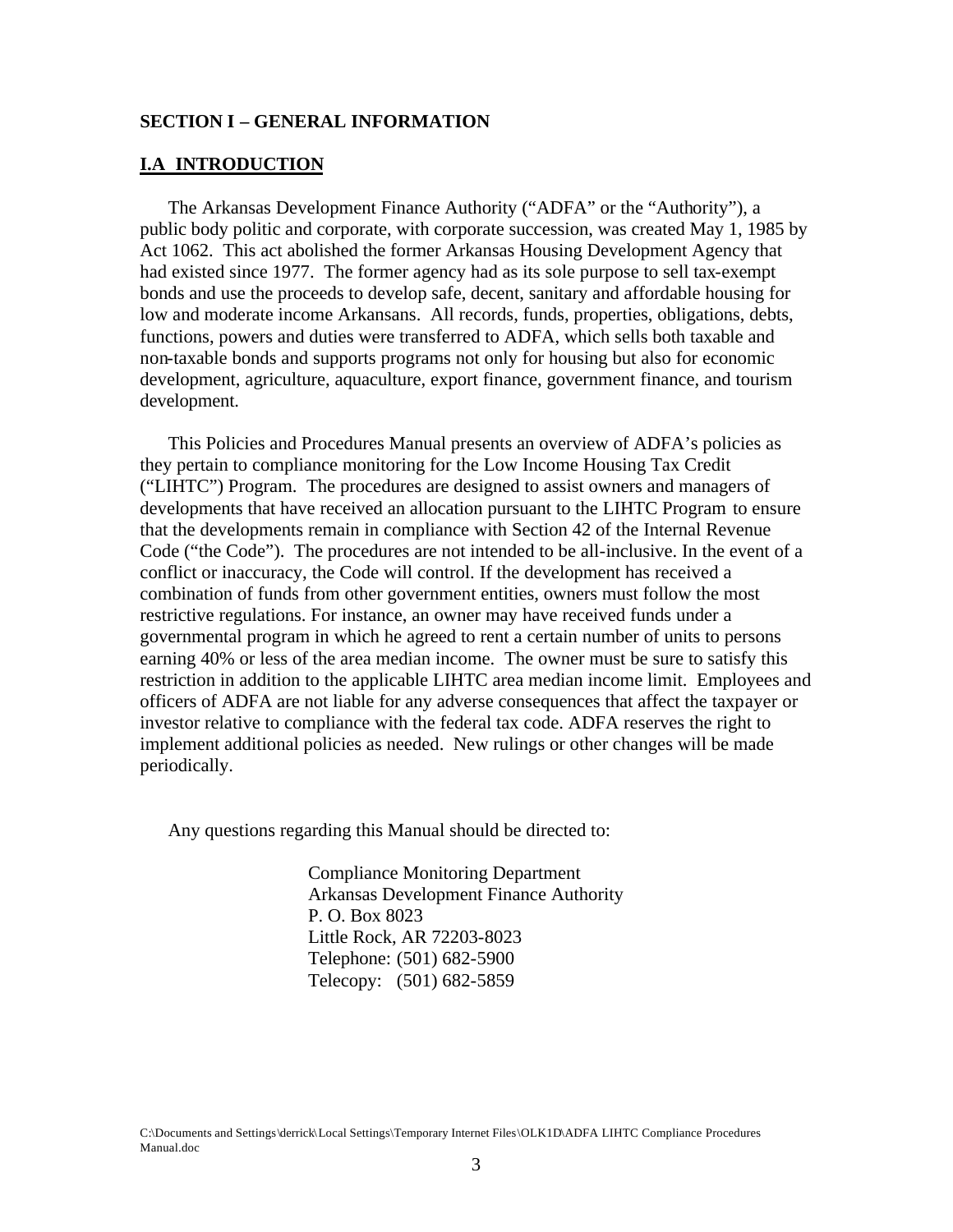## SECTION I – GENERAL INFORMATION

### I.A INTRODUCTION

The Arkansas Development Finance Authority ("ADFA" or the "Authority"), a public body politic and corporate, with corporate succession, was created May 1, 1985 by Act 1062. This act abolished the former Arkansas Housing Development Agency that had existed since 1977. The former agency had as its sole purpose to sell tax-exempt bonds and use the proceeds to develop safe, decent, sanitary and affordable housing for low and moderate income Arkansans. All records, funds, properties, obligations, debts, functions, powers and duties were transferred to ADFA, which sells both taxable and non-taxable bonds and supports programs not only for housing but also for economic development, agriculture, aquaculture, export finance, government finance, and tourism development.

This Policies and Procedures Manual presents an overview of ADFA's policies as they pertain to compliance monitoring for the Low Income Housing Tax Credit ("LIHTC") Program. The procedures are designed to assist owners and managers of developments that have received an allocation pursuant to the LIHTC Program to ensure that the developments remain in compliance with Section 42 of the Internal Revenue Code ("the Code"). The procedures are not intended to be all-inclusive. In the event of a conflict or inaccuracy, the Code will control. If the development has received a combination of funds from other government entities, owners must follow the most restrictive regulations. For instance, an owner may have received funds under a governmental program in which he agreed to rent a certain number of units to persons earning 40% or less of the area median income. The owner must be sure to satisfy this restriction in addition to the applicable LIHTC area median income limit. Employees and officers of ADFA are not liable for any adverse consequences that affect the taxpayer or investor relative to compliance with the federal tax code. ADFA reserves the right to implement additional policies as needed. New rulings or other changes will be made periodically.

Any questions regarding this Manual should be directed to:

Compliance Monitoring Department
Arkansas Development Finance Authority
P. O. Box 8023
Little Rock, AR 72203-8023
Telephone: (501) 682-5900
Telecopy: (501) 682-5859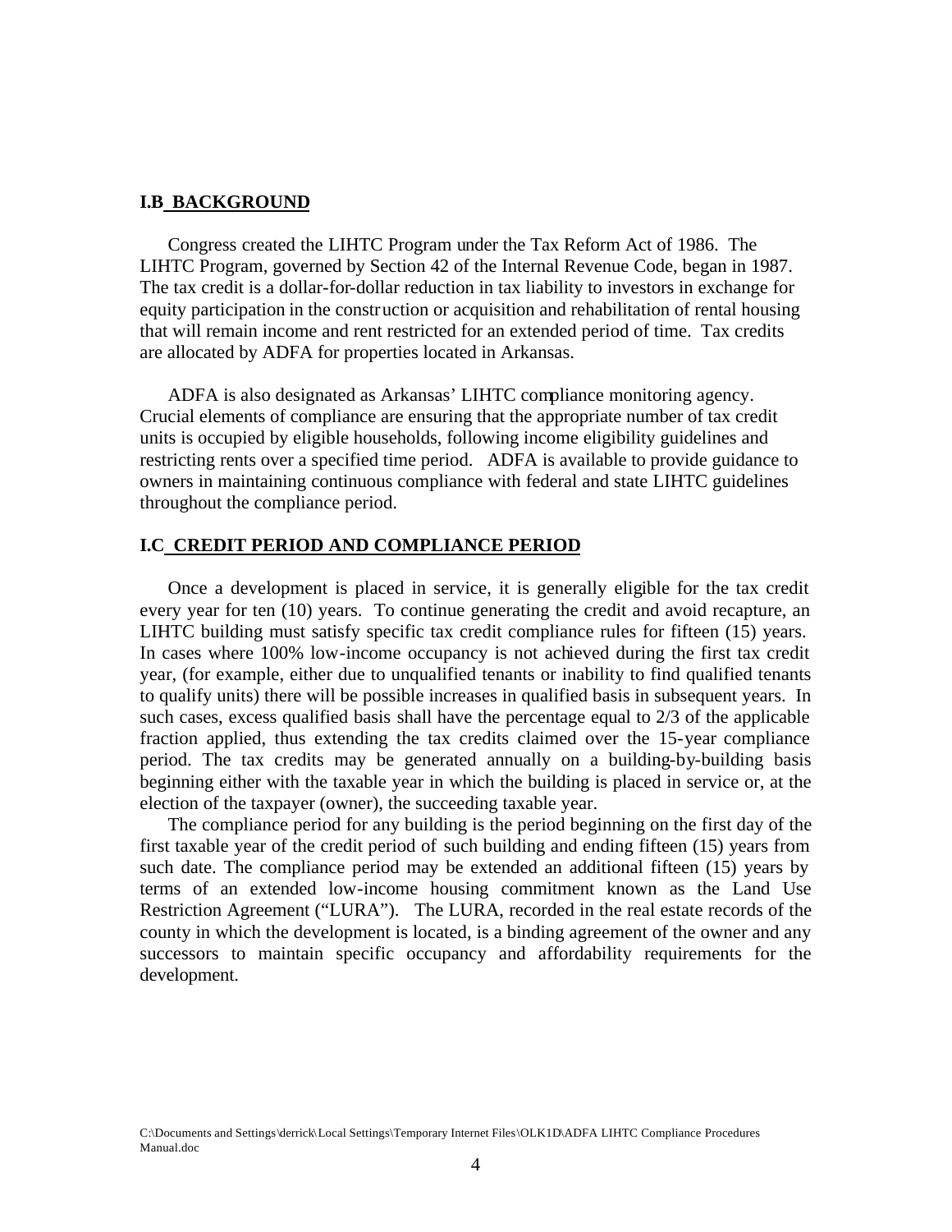## I.B BACKGROUND

Congress created the LIHTC Program under the Tax Reform Act of 1986. The LIHTC Program, governed by Section 42 of the Internal Revenue Code, began in 1987. The tax credit is a dollar-for-dollar reduction in tax liability to investors in exchange for equity participation in the construction or acquisition and rehabilitation of rental housing that will remain income and rent restricted for an extended period of time. Tax credits are allocated by ADFA for properties located in Arkansas.

ADFA is also designated as Arkansas' LIHTC compliance monitoring agency. Crucial elements of compliance are ensuring that the appropriate number of tax credit units is occupied by eligible households, following income eligibility guidelines and restricting rents over a specified time period. ADFA is available to provide guidance to owners in maintaining continuous compliance with federal and state LIHTC guidelines throughout the compliance period.

## I.C CREDIT PERIOD AND COMPLIANCE PERIOD

Once a development is placed in service, it is generally eligible for the tax credit every year for ten (10) years. To continue generating the credit and avoid recapture, an LIHTC building must satisfy specific tax credit compliance rules for fifteen (15) years. In cases where 100% low-income occupancy is not achieved during the first tax credit year, (for example, either due to unqualified tenants or inability to find qualified tenants to qualify units) there will be possible increases in qualified basis in subsequent years. In such cases, excess qualified basis shall have the percentage equal to 2/3 of the applicable fraction applied, thus extending the tax credits claimed over the 15-year compliance period. The tax credits may be generated annually on a building-by-building basis beginning either with the taxable year in which the building is placed in service or, at the election of the taxpayer (owner), the succeeding taxable year.

The compliance period for any building is the period beginning on the first day of the first taxable year of the credit period of such building and ending fifteen (15) years from such date. The compliance period may be extended an additional fifteen (15) years by terms of an extended low-income housing commitment known as the Land Use Restriction Agreement ("LURA"). The LURA, recorded in the real estate records of the county in which the development is located, is a binding agreement of the owner and any successors to maintain specific occupancy and affordability requirements for the development.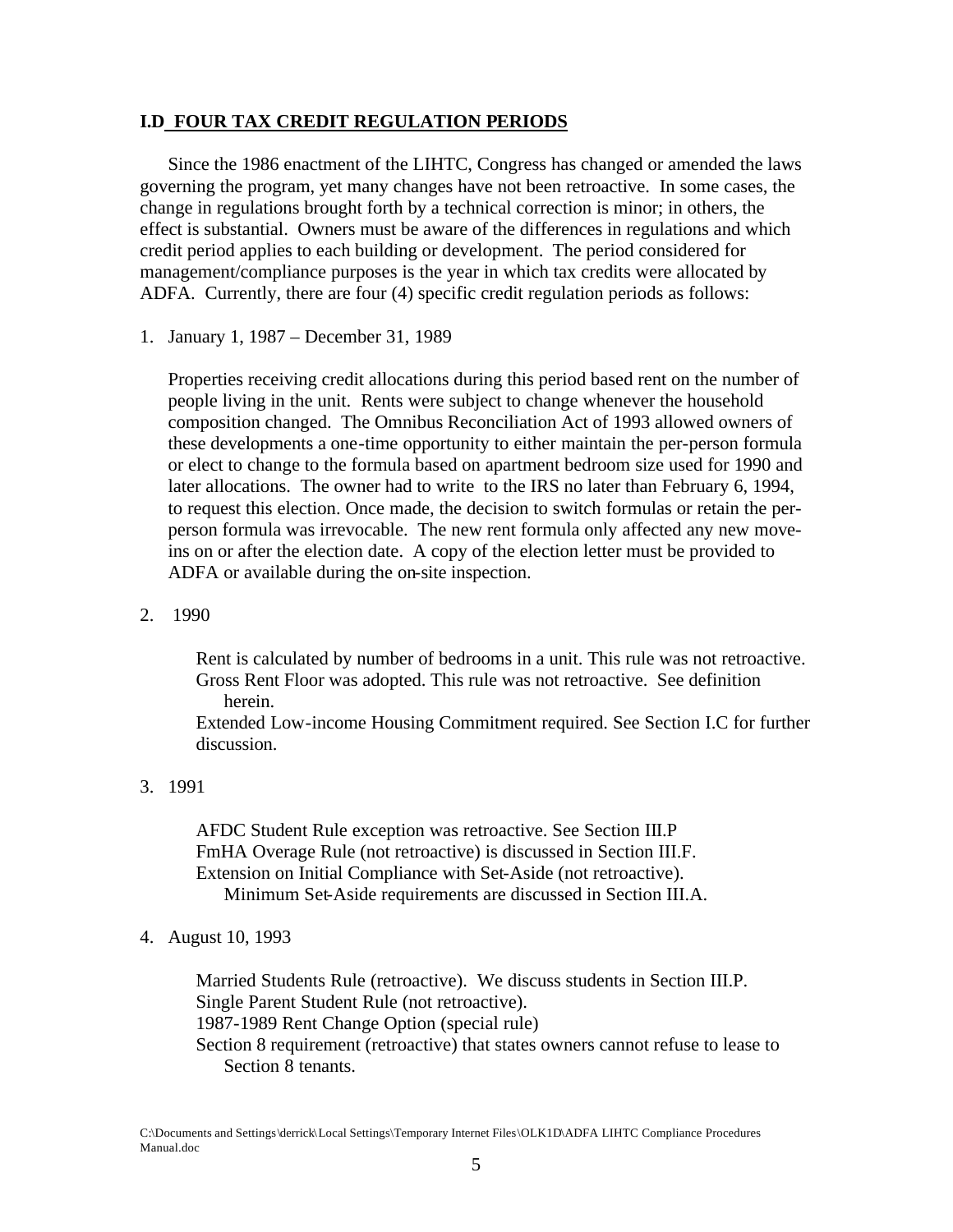## I.D FOUR TAX CREDIT REGULATION PERIODS

Since the 1986 enactment of the LIHTC, Congress has changed or amended the laws governing the program, yet many changes have not been retroactive. In some cases, the change in regulations brought forth by a technical correction is minor; in others, the effect is substantial. Owners must be aware of the differences in regulations and which credit period applies to each building or development. The period considered for management/compliance purposes is the year in which tax credits were allocated by ADFA. Currently, there are four (4) specific credit regulation periods as follows:

1. January 1, 1987 – December 31, 1989

   Properties receiving credit allocations during this period based rent on the number of people living in the unit. Rents were subject to change whenever the household composition changed. The Omnibus Reconciliation Act of 1993 allowed owners of these developments a one-time opportunity to either maintain the per-person formula or elect to change to the formula based on apartment bedroom size used for 1990 and later allocations. The owner had to write to the IRS no later than February 6, 1994, to request this election. Once made, the decision to switch formulas or retain the per-person formula was irrevocable. The new rent formula only affected any new move-ins on or after the election date. A copy of the election letter must be provided to ADFA or available during the on-site inspection.

2. 1990

   Rent is calculated by number of bedrooms in a unit. This rule was not retroactive.
   Gross Rent Floor was adopted. This rule was not retroactive. See definition herein.
   Extended Low-income Housing Commitment required. See Section I.C for further discussion.

3. 1991

   AFDC Student Rule exception was retroactive. See Section III.P
   FmHA Overage Rule (not retroactive) is discussed in Section III.F.
   Extension on Initial Compliance with Set-Aside (not retroactive). Minimum Set-Aside requirements are discussed in Section III.A.

4. August 10, 1993

   Married Students Rule (retroactive). We discuss students in Section III.P.
   Single Parent Student Rule (not retroactive).
   1987-1989 Rent Change Option (special rule)
   Section 8 requirement (retroactive) that states owners cannot refuse to lease to Section 8 tenants.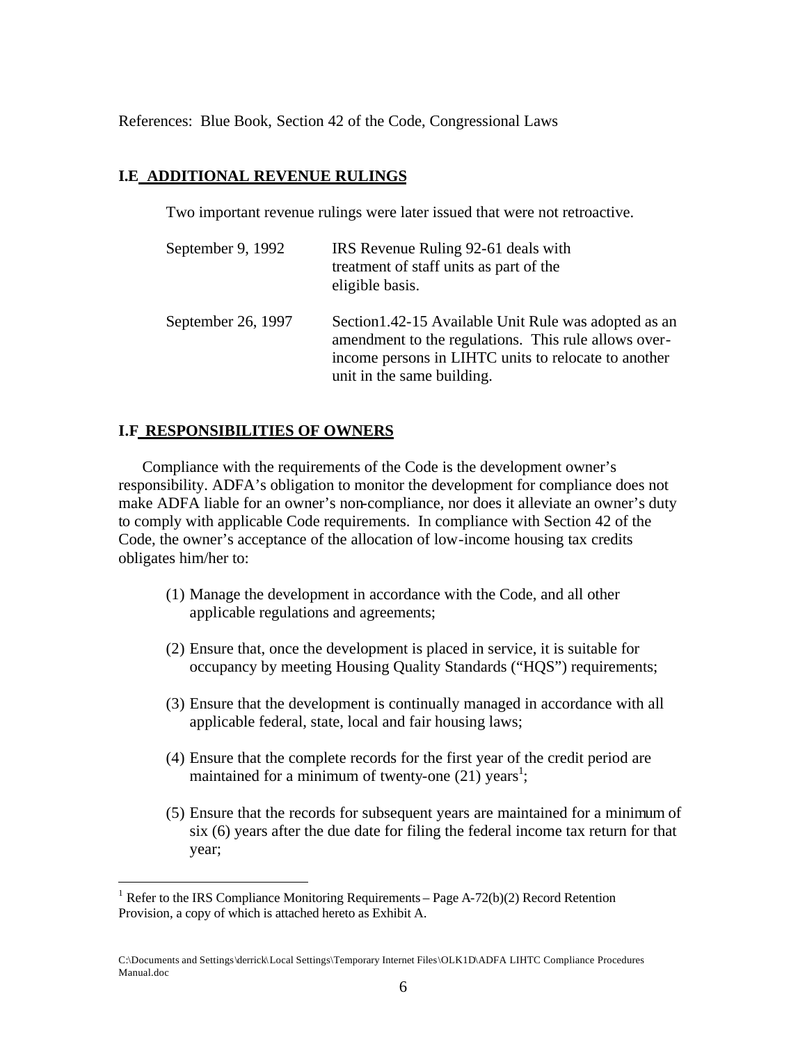References: Blue Book, Section 42 of the Code, Congressional Laws

## I.E ADDITIONAL REVENUE RULINGS

Two important revenue rulings were later issued that were not retroactive.

| | |
|---|---|
| September 9, 1992 | IRS Revenue Ruling 92-61 deals with treatment of staff units as part of the eligible basis. |
| September 26, 1997 | Section1.42-15 Available Unit Rule was adopted as an amendment to the regulations. This rule allows over-income persons in LIHTC units to relocate to another unit in the same building. |

## I.F RESPONSIBILITIES OF OWNERS

Compliance with the requirements of the Code is the development owner's responsibility. ADFA's obligation to monitor the development for compliance does not make ADFA liable for an owner's non-compliance, nor does it alleviate an owner's duty to comply with applicable Code requirements. In compliance with Section 42 of the Code, the owner's acceptance of the allocation of low-income housing tax credits obligates him/her to:

(1) Manage the development in accordance with the Code, and all other applicable regulations and agreements;

(2) Ensure that, once the development is placed in service, it is suitable for occupancy by meeting Housing Quality Standards ("HQS") requirements;

(3) Ensure that the development is continually managed in accordance with all applicable federal, state, local and fair housing laws;

(4) Ensure that the complete records for the first year of the credit period are maintained for a minimum of twenty-one (21) years[1];

(5) Ensure that the records for subsequent years are maintained for a minimum of six (6) years after the due date for filing the federal income tax return for that year;

---

[1] Refer to the IRS Compliance Monitoring Requirements – Page A-72(b)(2) Record Retention Provision, a copy of which is attached hereto as Exhibit A.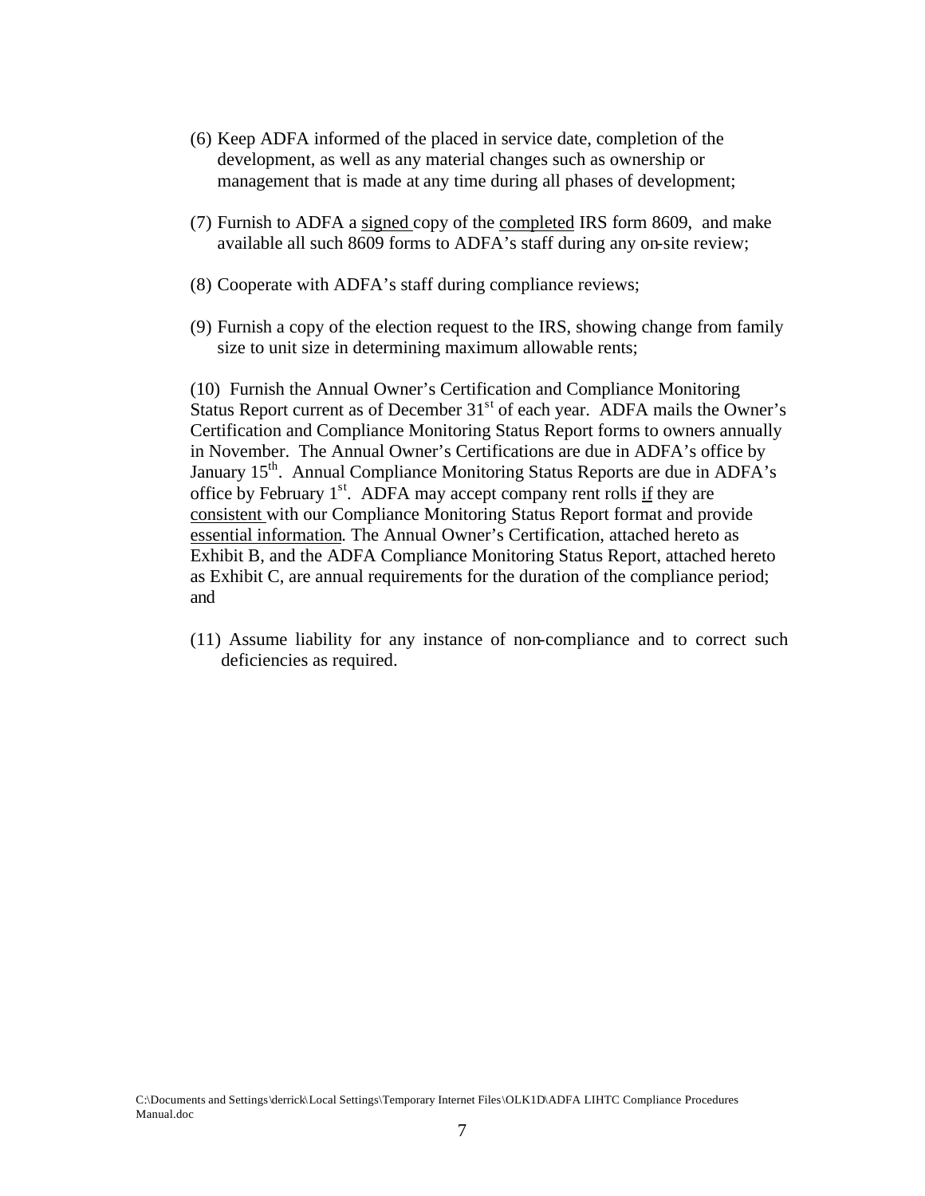(6) Keep ADFA informed of the placed in service date, completion of the development, as well as any material changes such as ownership or management that is made at any time during all phases of development;

(7) Furnish to ADFA a <u>signed</u> copy of the <u>completed</u> IRS form 8609, and make available all such 8609 forms to ADFA's staff during any on-site review;

(8) Cooperate with ADFA's staff during compliance reviews;

(9) Furnish a copy of the election request to the IRS, showing change from family size to unit size in determining maximum allowable rents;

(10) Furnish the Annual Owner's Certification and Compliance Monitoring Status Report current as of December 31st of each year. ADFA mails the Owner's Certification and Compliance Monitoring Status Report forms to owners annually in November. The Annual Owner's Certifications are due in ADFA's office by January 15th. Annual Compliance Monitoring Status Reports are due in ADFA's office by February 1st. ADFA may accept company rent rolls <u>if</u> they are <u>consistent</u> with our Compliance Monitoring Status Report format and provide <u>essential information</u>. The Annual Owner's Certification, attached hereto as Exhibit B, and the ADFA Compliance Monitoring Status Report, attached hereto as Exhibit C, are annual requirements for the duration of the compliance period; and

(11) Assume liability for any instance of non-compliance and to correct such deficiencies as required.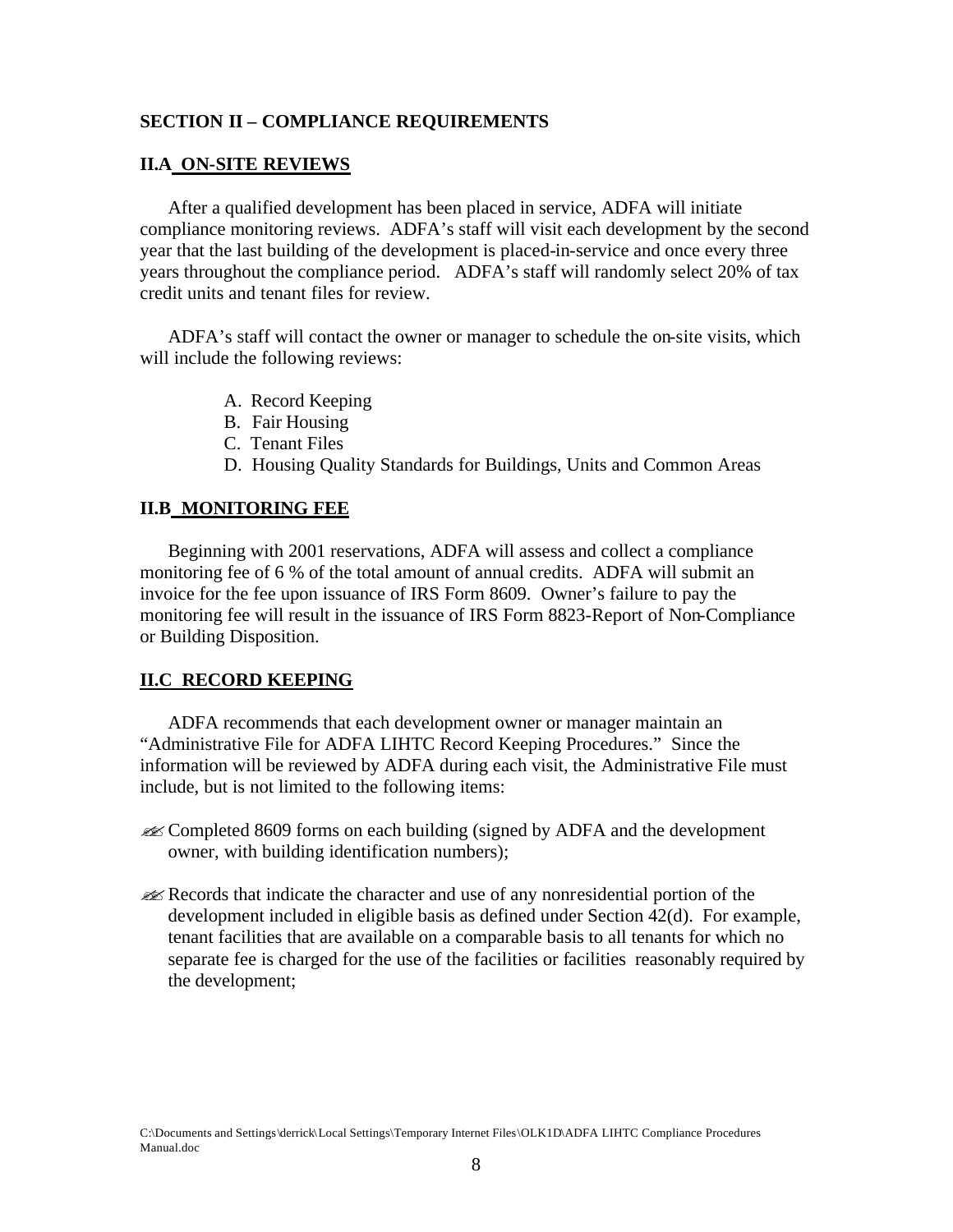## SECTION II – COMPLIANCE REQUIREMENTS

### II.A ON-SITE REVIEWS

After a qualified development has been placed in service, ADFA will initiate compliance monitoring reviews. ADFA's staff will visit each development by the second year that the last building of the development is placed-in-service and once every three years throughout the compliance period. ADFA's staff will randomly select 20% of tax credit units and tenant files for review.

ADFA's staff will contact the owner or manager to schedule the on-site visits, which will include the following reviews:

A. Record Keeping
B. Fair Housing
C. Tenant Files
D. Housing Quality Standards for Buildings, Units and Common Areas

### II.B MONITORING FEE

Beginning with 2001 reservations, ADFA will assess and collect a compliance monitoring fee of 6 % of the total amount of annual credits. ADFA will submit an invoice for the fee upon issuance of IRS Form 8609. Owner's failure to pay the monitoring fee will result in the issuance of IRS Form 8823-Report of Non-Compliance or Building Disposition.

### II.C RECORD KEEPING

ADFA recommends that each development owner or manager maintain an "Administrative File for ADFA LIHTC Record Keeping Procedures." Since the information will be reviewed by ADFA during each visit, the Administrative File must include, but is not limited to the following items:

- Completed 8609 forms on each building (signed by ADFA and the development owner, with building identification numbers);
- Records that indicate the character and use of any nonresidential portion of the development included in eligible basis as defined under Section 42(d). For example, tenant facilities that are available on a comparable basis to all tenants for which no separate fee is charged for the use of the facilities or facilities reasonably required by the development;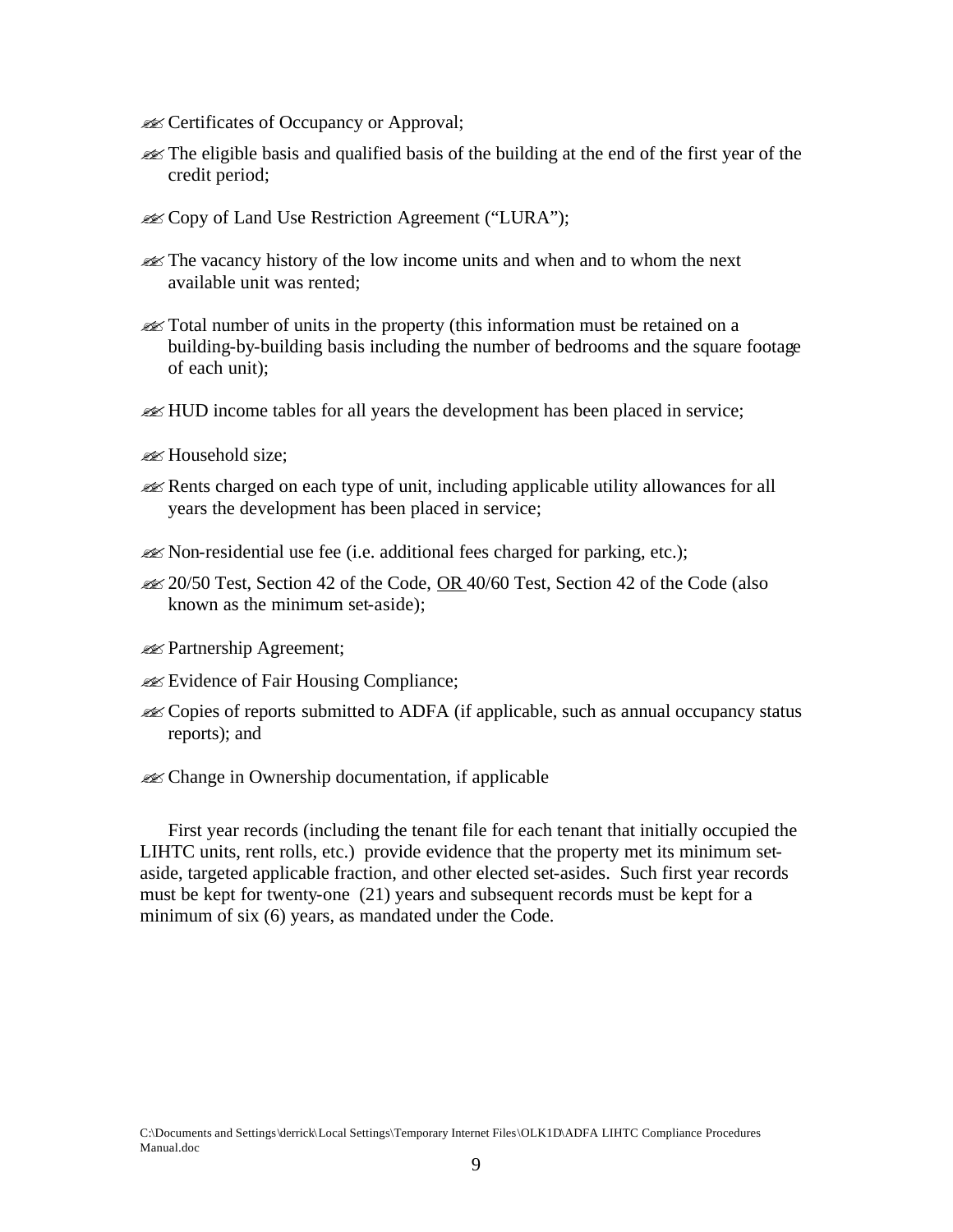- Certificates of Occupancy or Approval;
- The eligible basis and qualified basis of the building at the end of the first year of the credit period;
- Copy of Land Use Restriction Agreement ("LURA");
- The vacancy history of the low income units and when and to whom the next available unit was rented;
- Total number of units in the property (this information must be retained on a building-by-building basis including the number of bedrooms and the square footage of each unit);
- HUD income tables for all years the development has been placed in service;
- Household size;
- Rents charged on each type of unit, including applicable utility allowances for all years the development has been placed in service;
- Non-residential use fee (i.e. additional fees charged for parking, etc.);
- 20/50 Test, Section 42 of the Code, <u>OR</u> 40/60 Test, Section 42 of the Code (also known as the minimum set-aside);
- Partnership Agreement;
- Evidence of Fair Housing Compliance;
- Copies of reports submitted to ADFA (if applicable, such as annual occupancy status reports); and
- Change in Ownership documentation, if applicable

First year records (including the tenant file for each tenant that initially occupied the LIHTC units, rent rolls, etc.) provide evidence that the property met its minimum set-aside, targeted applicable fraction, and other elected set-asides. Such first year records must be kept for twenty-one (21) years and subsequent records must be kept for a minimum of six (6) years, as mandated under the Code.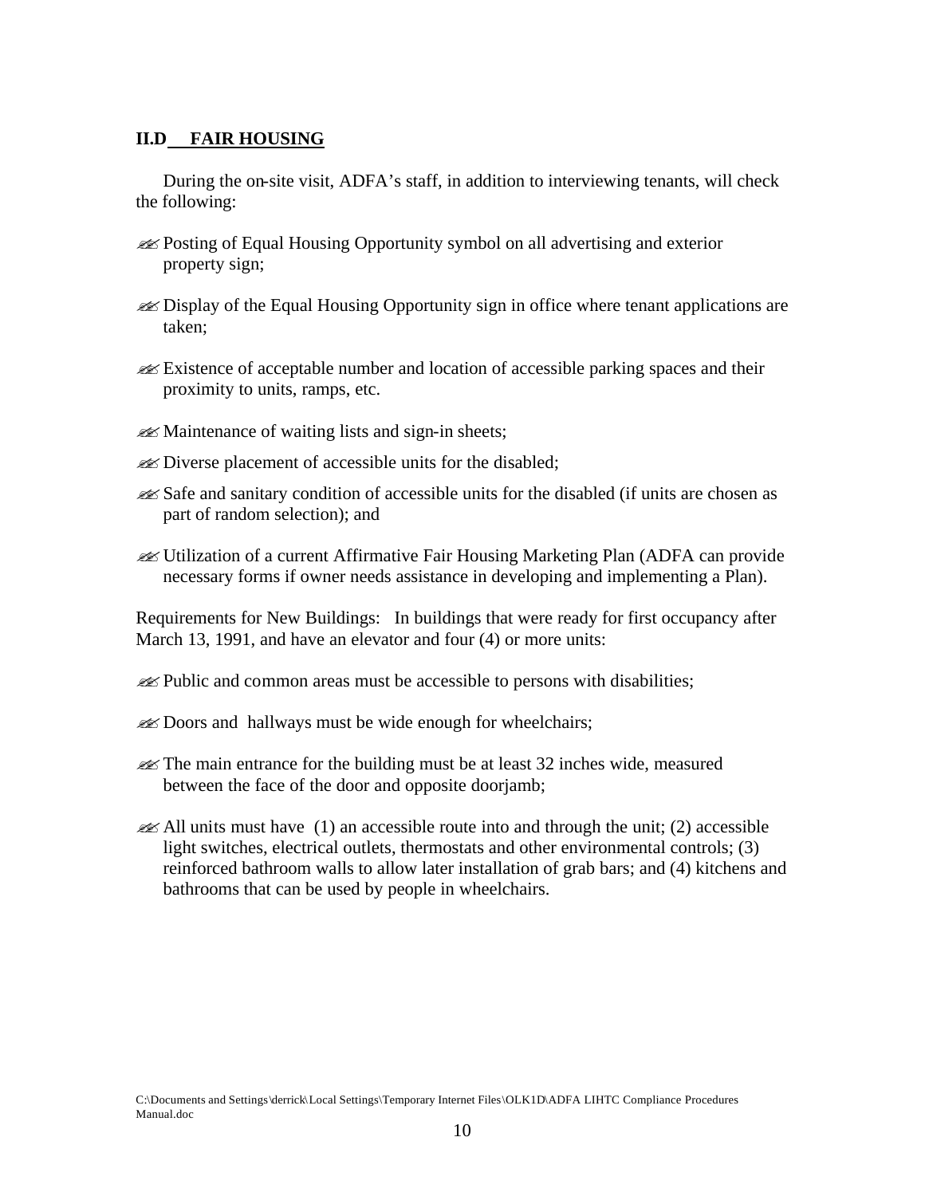## II.D FAIR HOUSING

During the on-site visit, ADFA's staff, in addition to interviewing tenants, will check the following:

- Posting of Equal Housing Opportunity symbol on all advertising and exterior property sign;
- Display of the Equal Housing Opportunity sign in office where tenant applications are taken;
- Existence of acceptable number and location of accessible parking spaces and their proximity to units, ramps, etc.
- Maintenance of waiting lists and sign-in sheets;
- Diverse placement of accessible units for the disabled;
- Safe and sanitary condition of accessible units for the disabled (if units are chosen as part of random selection); and
- Utilization of a current Affirmative Fair Housing Marketing Plan (ADFA can provide necessary forms if owner needs assistance in developing and implementing a Plan).

Requirements for New Buildings: In buildings that were ready for first occupancy after March 13, 1991, and have an elevator and four (4) or more units:

- Public and common areas must be accessible to persons with disabilities;
- Doors and hallways must be wide enough for wheelchairs;
- The main entrance for the building must be at least 32 inches wide, measured between the face of the door and opposite doorjamb;
- All units must have (1) an accessible route into and through the unit; (2) accessible light switches, electrical outlets, thermostats and other environmental controls; (3) reinforced bathroom walls to allow later installation of grab bars; and (4) kitchens and bathrooms that can be used by people in wheelchairs.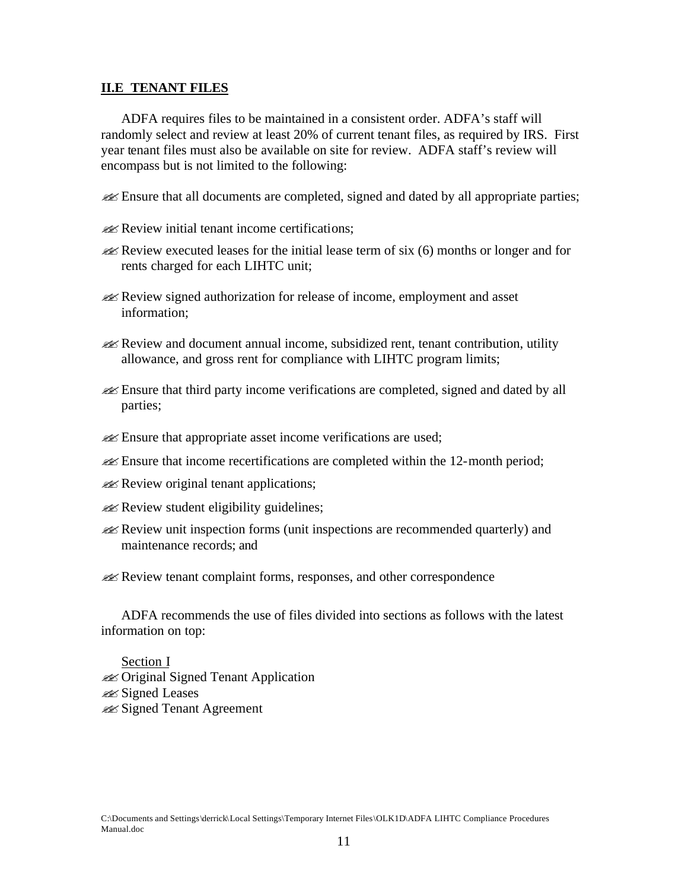## II.E TENANT FILES

ADFA requires files to be maintained in a consistent order. ADFA's staff will randomly select and review at least 20% of current tenant files, as required by IRS. First year tenant files must also be available on site for review. ADFA staff's review will encompass but is not limited to the following:

- Ensure that all documents are completed, signed and dated by all appropriate parties;
- Review initial tenant income certifications;
- Review executed leases for the initial lease term of six (6) months or longer and for rents charged for each LIHTC unit;
- Review signed authorization for release of income, employment and asset information;
- Review and document annual income, subsidized rent, tenant contribution, utility allowance, and gross rent for compliance with LIHTC program limits;
- Ensure that third party income verifications are completed, signed and dated by all parties;
- Ensure that appropriate asset income verifications are used;
- Ensure that income recertifications are completed within the 12-month period;
- Review original tenant applications;
- Review student eligibility guidelines;
- Review unit inspection forms (unit inspections are recommended quarterly) and maintenance records; and
- Review tenant complaint forms, responses, and other correspondence

ADFA recommends the use of files divided into sections as follows with the latest information on top:

Section I

- Original Signed Tenant Application
- Signed Leases
- Signed Tenant Agreement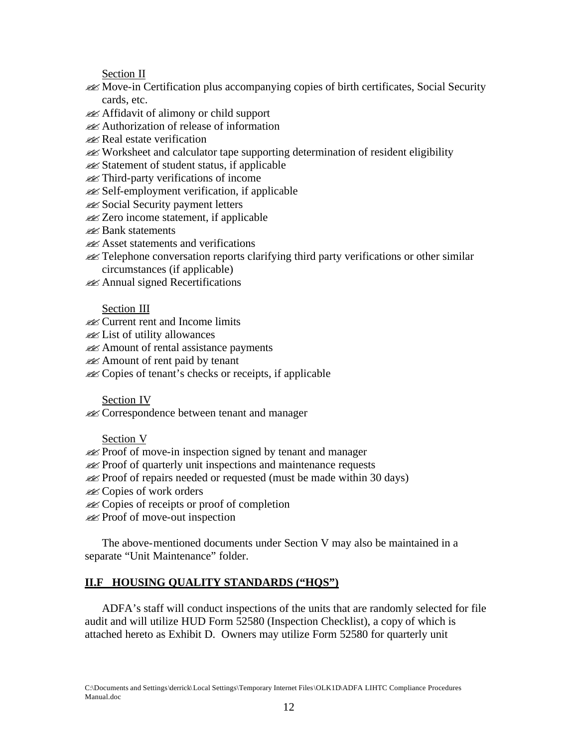Section II

- Move-in Certification plus accompanying copies of birth certificates, Social Security cards, etc.
- Affidavit of alimony or child support
- Authorization of release of information
- Real estate verification
- Worksheet and calculator tape supporting determination of resident eligibility
- Statement of student status, if applicable
- Third-party verifications of income
- Self-employment verification, if applicable
- Social Security payment letters
- Zero income statement, if applicable
- Bank statements
- Asset statements and verifications
- Telephone conversation reports clarifying third party verifications or other similar circumstances (if applicable)
- Annual signed Recertifications

Section III

- Current rent and Income limits
- List of utility allowances
- Amount of rental assistance payments
- Amount of rent paid by tenant
- Copies of tenant's checks or receipts, if applicable

Section IV

- Correspondence between tenant and manager

Section V

- Proof of move-in inspection signed by tenant and manager
- Proof of quarterly unit inspections and maintenance requests
- Proof of repairs needed or requested (must be made within 30 days)
- Copies of work orders
- Copies of receipts or proof of completion
- Proof of move-out inspection

The above-mentioned documents under Section V may also be maintained in a separate "Unit Maintenance" folder.

## II.F HOUSING QUALITY STANDARDS ("HQS")

ADFA's staff will conduct inspections of the units that are randomly selected for file audit and will utilize HUD Form 52580 (Inspection Checklist), a copy of which is attached hereto as Exhibit D. Owners may utilize Form 52580 for quarterly unit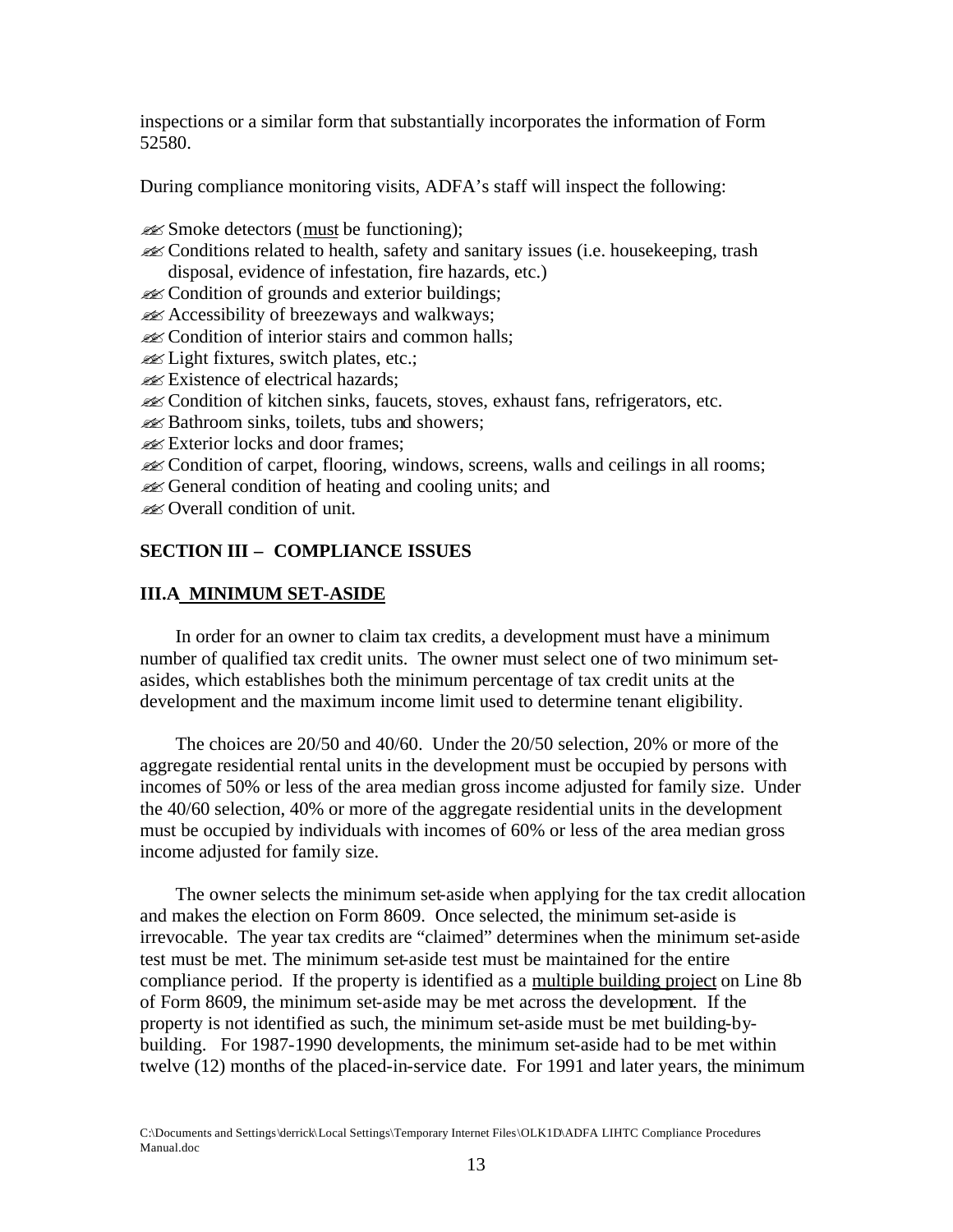inspections or a similar form that substantially incorporates the information of Form 52580.

During compliance monitoring visits, ADFA's staff will inspect the following:

- Smoke detectors (must be functioning);
- Conditions related to health, safety and sanitary issues (i.e. housekeeping, trash disposal, evidence of infestation, fire hazards, etc.)
- Condition of grounds and exterior buildings;
- Accessibility of breezeways and walkways;
- Condition of interior stairs and common halls;
- Light fixtures, switch plates, etc.;
- Existence of electrical hazards;
- Condition of kitchen sinks, faucets, stoves, exhaust fans, refrigerators, etc.
- Bathroom sinks, toilets, tubs and showers;
- Exterior locks and door frames;
- Condition of carpet, flooring, windows, screens, walls and ceilings in all rooms;
- General condition of heating and cooling units; and
- Overall condition of unit.

## SECTION III – COMPLIANCE ISSUES

### III.A MINIMUM SET-ASIDE

In order for an owner to claim tax credits, a development must have a minimum number of qualified tax credit units. The owner must select one of two minimum set-asides, which establishes both the minimum percentage of tax credit units at the development and the maximum income limit used to determine tenant eligibility.

The choices are 20/50 and 40/60. Under the 20/50 selection, 20% or more of the aggregate residential rental units in the development must be occupied by persons with incomes of 50% or less of the area median gross income adjusted for family size. Under the 40/60 selection, 40% or more of the aggregate residential units in the development must be occupied by individuals with incomes of 60% or less of the area median gross income adjusted for family size.

The owner selects the minimum set-aside when applying for the tax credit allocation and makes the election on Form 8609. Once selected, the minimum set-aside is irrevocable. The year tax credits are "claimed" determines when the minimum set-aside test must be met. The minimum set-aside test must be maintained for the entire compliance period. If the property is identified as a multiple building project on Line 8b of Form 8609, the minimum set-aside may be met across the development. If the property is not identified as such, the minimum set-aside must be met building-by-building. For 1987-1990 developments, the minimum set-aside had to be met within twelve (12) months of the placed-in-service date. For 1991 and later years, the minimum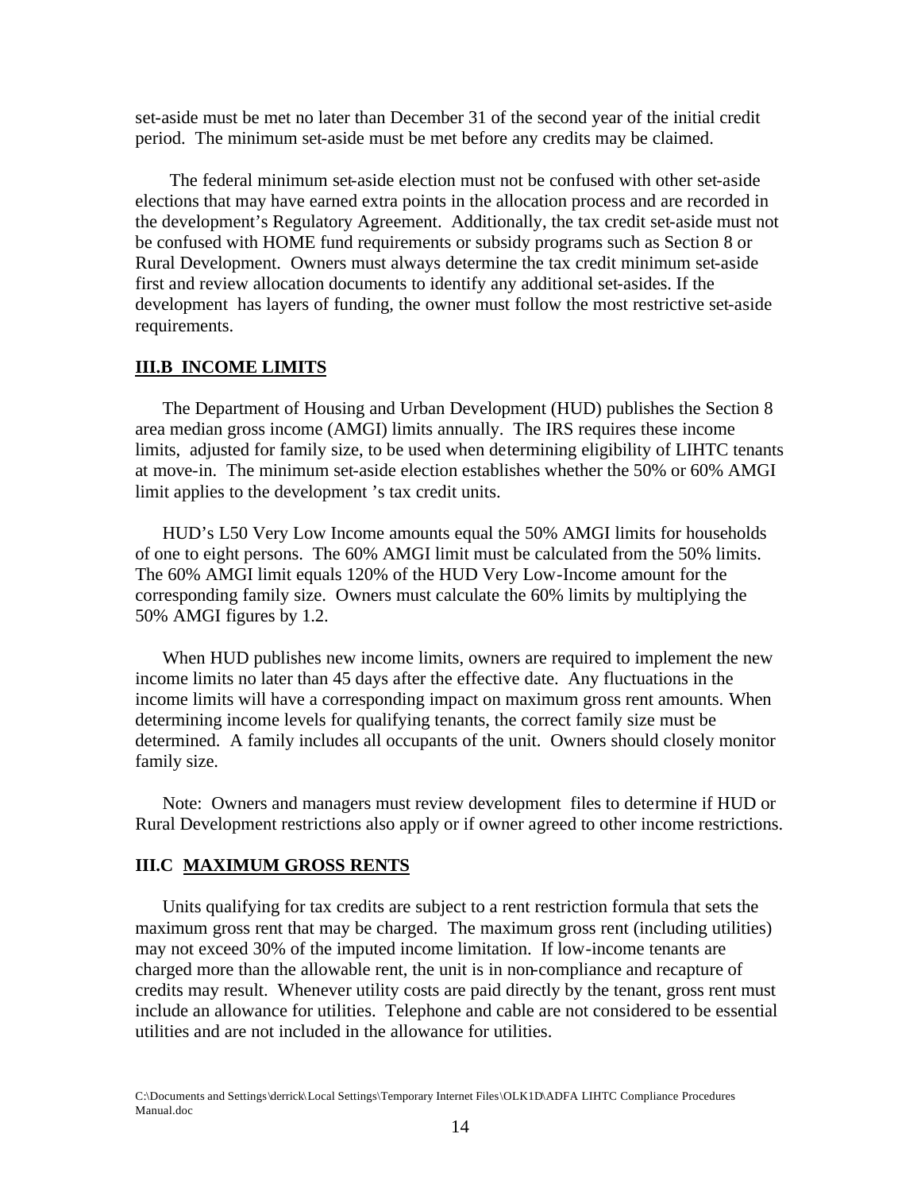set-aside must be met no later than December 31 of the second year of the initial credit period. The minimum set-aside must be met before any credits may be claimed.

The federal minimum set-aside election must not be confused with other set-aside elections that may have earned extra points in the allocation process and are recorded in the development's Regulatory Agreement. Additionally, the tax credit set-aside must not be confused with HOME fund requirements or subsidy programs such as Section 8 or Rural Development. Owners must always determine the tax credit minimum set-aside first and review allocation documents to identify any additional set-asides. If the development has layers of funding, the owner must follow the most restrictive set-aside requirements.

## III.B INCOME LIMITS

The Department of Housing and Urban Development (HUD) publishes the Section 8 area median gross income (AMGI) limits annually. The IRS requires these income limits, adjusted for family size, to be used when determining eligibility of LIHTC tenants at move-in. The minimum set-aside election establishes whether the 50% or 60% AMGI limit applies to the development's tax credit units.

HUD's L50 Very Low Income amounts equal the 50% AMGI limits for households of one to eight persons. The 60% AMGI limit must be calculated from the 50% limits. The 60% AMGI limit equals 120% of the HUD Very Low-Income amount for the corresponding family size. Owners must calculate the 60% limits by multiplying the 50% AMGI figures by 1.2.

When HUD publishes new income limits, owners are required to implement the new income limits no later than 45 days after the effective date. Any fluctuations in the income limits will have a corresponding impact on maximum gross rent amounts. When determining income levels for qualifying tenants, the correct family size must be determined. A family includes all occupants of the unit. Owners should closely monitor family size.

Note: Owners and managers must review development files to determine if HUD or Rural Development restrictions also apply or if owner agreed to other income restrictions.

## III.C MAXIMUM GROSS RENTS

Units qualifying for tax credits are subject to a rent restriction formula that sets the maximum gross rent that may be charged. The maximum gross rent (including utilities) may not exceed 30% of the imputed income limitation. If low-income tenants are charged more than the allowable rent, the unit is in non-compliance and recapture of credits may result. Whenever utility costs are paid directly by the tenant, gross rent must include an allowance for utilities. Telephone and cable are not considered to be essential utilities and are not included in the allowance for utilities.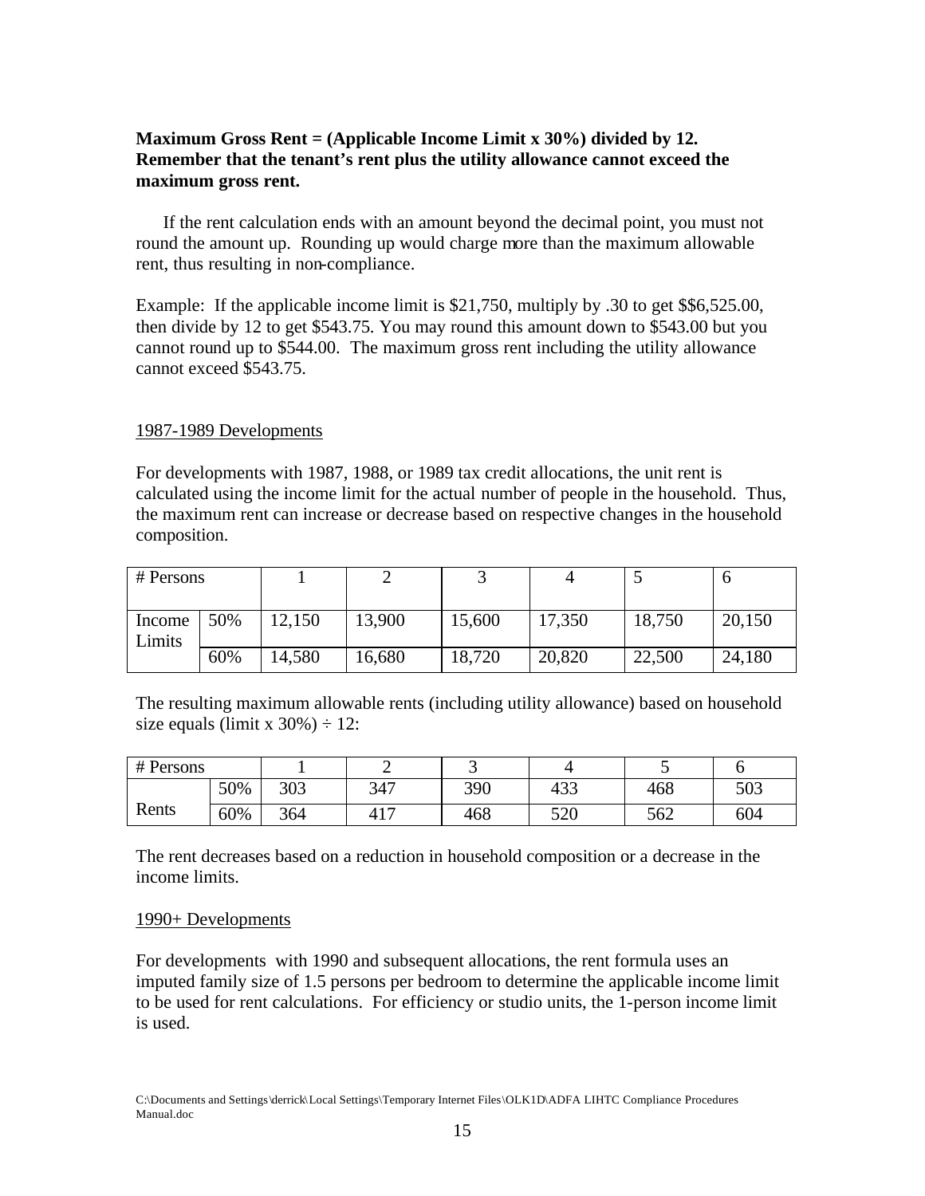**Maximum Gross Rent = (Applicable Income Limit x 30%) divided by 12. Remember that the tenant's rent plus the utility allowance cannot exceed the maximum gross rent.**

If the rent calculation ends with an amount beyond the decimal point, you must not round the amount up. Rounding up would charge more than the maximum allowable rent, thus resulting in non-compliance.

Example: If the applicable income limit is $21,750, multiply by .30 to get $$6,525.00, then divide by 12 to get $543.75. You may round this amount down to $543.00 but you cannot round up to $544.00. The maximum gross rent including the utility allowance cannot exceed $543.75.

<u>1987-1989 Developments</u>

For developments with 1987, 1988, or 1989 tax credit allocations, the unit rent is calculated using the income limit for the actual number of people in the household. Thus, the maximum rent can increase or decrease based on respective changes in the household composition.

| # Persons | | 1 | 2 | 3 | 4 | 5 | 6 |
|---|---|---|---|---|---|---|---|
| Income Limits | 50% | 12,150 | 13,900 | 15,600 | 17,350 | 18,750 | 20,150 |
| | 60% | 14,580 | 16,680 | 18,720 | 20,820 | 22,500 | 24,180 |

The resulting maximum allowable rents (including utility allowance) based on household size equals (limit x 30%) ÷ 12:

| # Persons | | 1 | 2 | 3 | 4 | 5 | 6 |
|---|---|---|---|---|---|---|---|
| Rents | 50% | 303 | 347 | 390 | 433 | 468 | 503 |
| | 60% | 364 | 417 | 468 | 520 | 562 | 604 |

The rent decreases based on a reduction in household composition or a decrease in the income limits.

<u>1990+ Developments</u>

For developments with 1990 and subsequent allocations, the rent formula uses an imputed family size of 1.5 persons per bedroom to determine the applicable income limit to be used for rent calculations. For efficiency or studio units, the 1-person income limit is used.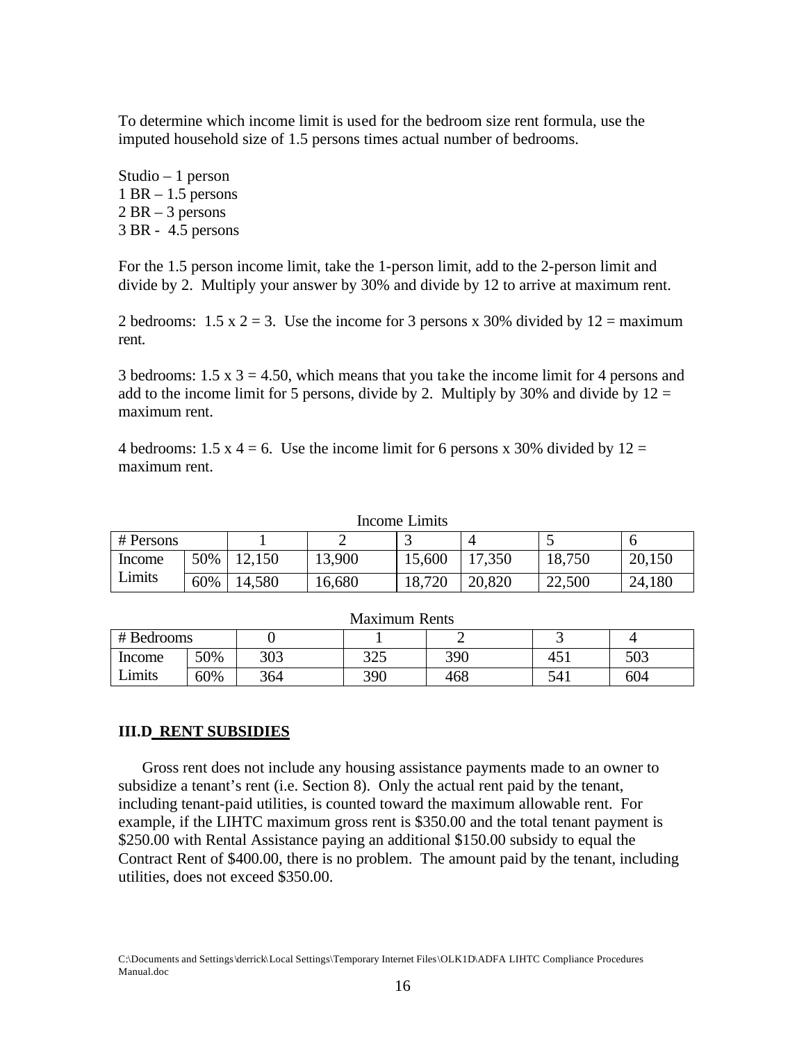To determine which income limit is used for the bedroom size rent formula, use the imputed household size of 1.5 persons times actual number of bedrooms.

Studio – 1 person
1 BR – 1.5 persons
2 BR – 3 persons
3 BR - 4.5 persons

For the 1.5 person income limit, take the 1-person limit, add to the 2-person limit and divide by 2. Multiply your answer by 30% and divide by 12 to arrive at maximum rent.

2 bedrooms: 1.5 x 2 = 3. Use the income for 3 persons x 30% divided by 12 = maximum rent.

3 bedrooms: 1.5 x 3 = 4.50, which means that you take the income limit for 4 persons and add to the income limit for 5 persons, divide by 2. Multiply by 30% and divide by 12 = maximum rent.

4 bedrooms: 1.5 x 4 = 6. Use the income limit for 6 persons x 30% divided by 12 = maximum rent.

Income Limits

| # Persons | | 1 | 2 | 3 | 4 | 5 | 6 |
|---|---|---|---|---|---|---|---|
| Income Limits | 50% | 12,150 | 13,900 | 15,600 | 17,350 | 18,750 | 20,150 |
| | 60% | 14,580 | 16,680 | 18,720 | 20,820 | 22,500 | 24,180 |

Maximum Rents

| # Bedrooms | | 0 | 1 | 2 | 3 | 4 |
|---|---|---|---|---|---|---|
| Income Limits | 50% | 303 | 325 | 390 | 451 | 503 |
| | 60% | 364 | 390 | 468 | 541 | 604 |

## III.D RENT SUBSIDIES

Gross rent does not include any housing assistance payments made to an owner to subsidize a tenant's rent (i.e. Section 8). Only the actual rent paid by the tenant, including tenant-paid utilities, is counted toward the maximum allowable rent. For example, if the LIHTC maximum gross rent is $350.00 and the total tenant payment is $250.00 with Rental Assistance paying an additional $150.00 subsidy to equal the Contract Rent of $400.00, there is no problem. The amount paid by the tenant, including utilities, does not exceed $350.00.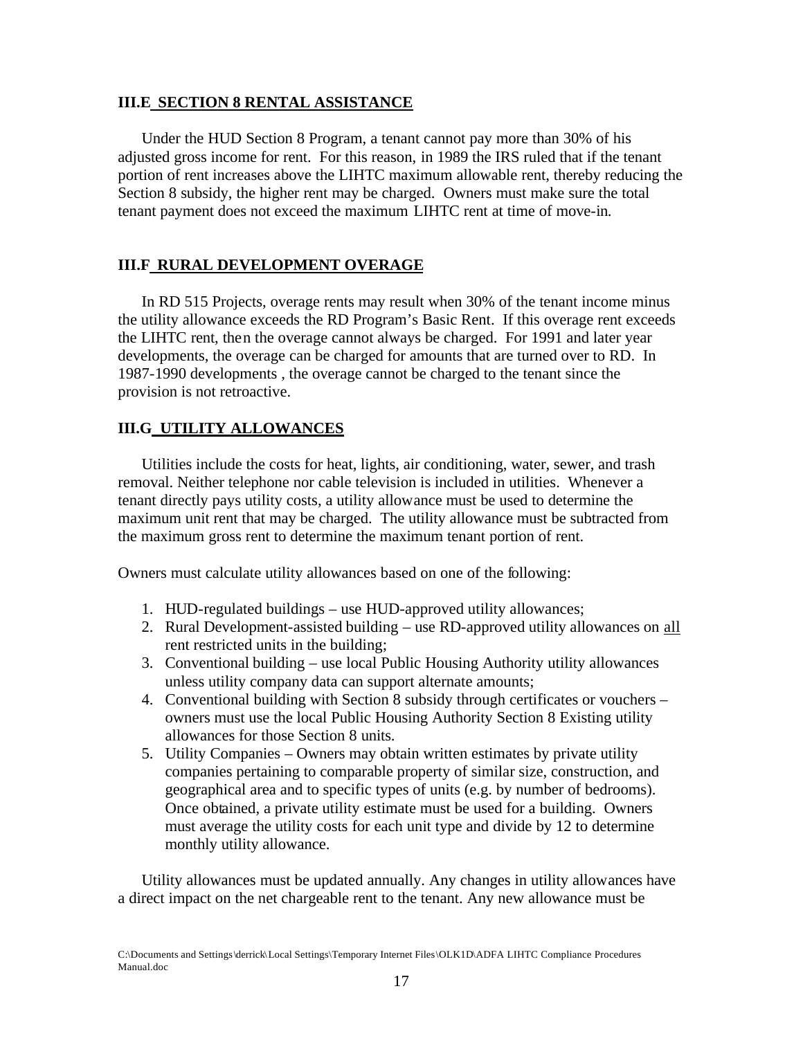### III.E SECTION 8 RENTAL ASSISTANCE

Under the HUD Section 8 Program, a tenant cannot pay more than 30% of his adjusted gross income for rent. For this reason, in 1989 the IRS ruled that if the tenant portion of rent increases above the LIHTC maximum allowable rent, thereby reducing the Section 8 subsidy, the higher rent may be charged. Owners must make sure the total tenant payment does not exceed the maximum LIHTC rent at time of move-in.

### III.F RURAL DEVELOPMENT OVERAGE

In RD 515 Projects, overage rents may result when 30% of the tenant income minus the utility allowance exceeds the RD Program's Basic Rent. If this overage rent exceeds the LIHTC rent, then the overage cannot always be charged. For 1991 and later year developments, the overage can be charged for amounts that are turned over to RD. In 1987-1990 developments , the overage cannot be charged to the tenant since the provision is not retroactive.

### III.G UTILITY ALLOWANCES

Utilities include the costs for heat, lights, air conditioning, water, sewer, and trash removal. Neither telephone nor cable television is included in utilities. Whenever a tenant directly pays utility costs, a utility allowance must be used to determine the maximum unit rent that may be charged. The utility allowance must be subtracted from the maximum gross rent to determine the maximum tenant portion of rent.

Owners must calculate utility allowances based on one of the following:

1. HUD-regulated buildings – use HUD-approved utility allowances;
2. Rural Development-assisted building – use RD-approved utility allowances on all rent restricted units in the building;
3. Conventional building – use local Public Housing Authority utility allowances unless utility company data can support alternate amounts;
4. Conventional building with Section 8 subsidy through certificates or vouchers – owners must use the local Public Housing Authority Section 8 Existing utility allowances for those Section 8 units.
5. Utility Companies – Owners may obtain written estimates by private utility companies pertaining to comparable property of similar size, construction, and geographical area and to specific types of units (e.g. by number of bedrooms). Once obtained, a private utility estimate must be used for a building. Owners must average the utility costs for each unit type and divide by 12 to determine monthly utility allowance.

Utility allowances must be updated annually. Any changes in utility allowances have a direct impact on the net chargeable rent to the tenant. Any new allowance must be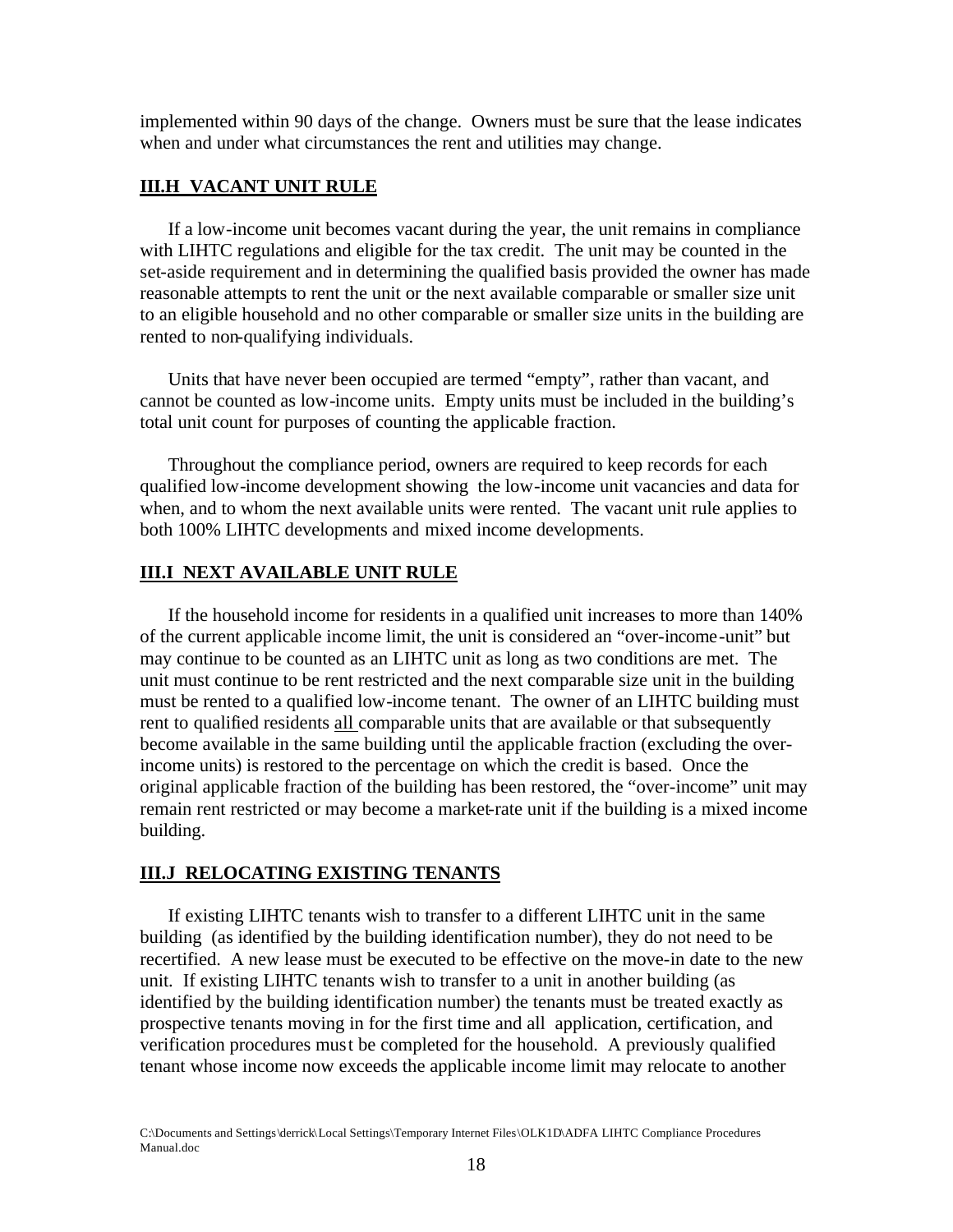implemented within 90 days of the change. Owners must be sure that the lease indicates when and under what circumstances the rent and utilities may change.

### III.H VACANT UNIT RULE

If a low-income unit becomes vacant during the year, the unit remains in compliance with LIHTC regulations and eligible for the tax credit. The unit may be counted in the set-aside requirement and in determining the qualified basis provided the owner has made reasonable attempts to rent the unit or the next available comparable or smaller size unit to an eligible household and no other comparable or smaller size units in the building are rented to non-qualifying individuals.

Units that have never been occupied are termed "empty", rather than vacant, and cannot be counted as low-income units. Empty units must be included in the building's total unit count for purposes of counting the applicable fraction.

Throughout the compliance period, owners are required to keep records for each qualified low-income development showing the low-income unit vacancies and data for when, and to whom the next available units were rented. The vacant unit rule applies to both 100% LIHTC developments and mixed income developments.

### III.I NEXT AVAILABLE UNIT RULE

If the household income for residents in a qualified unit increases to more than 140% of the current applicable income limit, the unit is considered an "over-income-unit" but may continue to be counted as an LIHTC unit as long as two conditions are met. The unit must continue to be rent restricted and the next comparable size unit in the building must be rented to a qualified low-income tenant. The owner of an LIHTC building must rent to qualified residents <u>all</u> comparable units that are available or that subsequently become available in the same building until the applicable fraction (excluding the over-income units) is restored to the percentage on which the credit is based. Once the original applicable fraction of the building has been restored, the "over-income" unit may remain rent restricted or may become a market-rate unit if the building is a mixed income building.

### III.J RELOCATING EXISTING TENANTS

If existing LIHTC tenants wish to transfer to a different LIHTC unit in the same building (as identified by the building identification number), they do not need to be recertified. A new lease must be executed to be effective on the move-in date to the new unit. If existing LIHTC tenants wish to transfer to a unit in another building (as identified by the building identification number) the tenants must be treated exactly as prospective tenants moving in for the first time and all application, certification, and verification procedures must be completed for the household. A previously qualified tenant whose income now exceeds the applicable income limit may relocate to another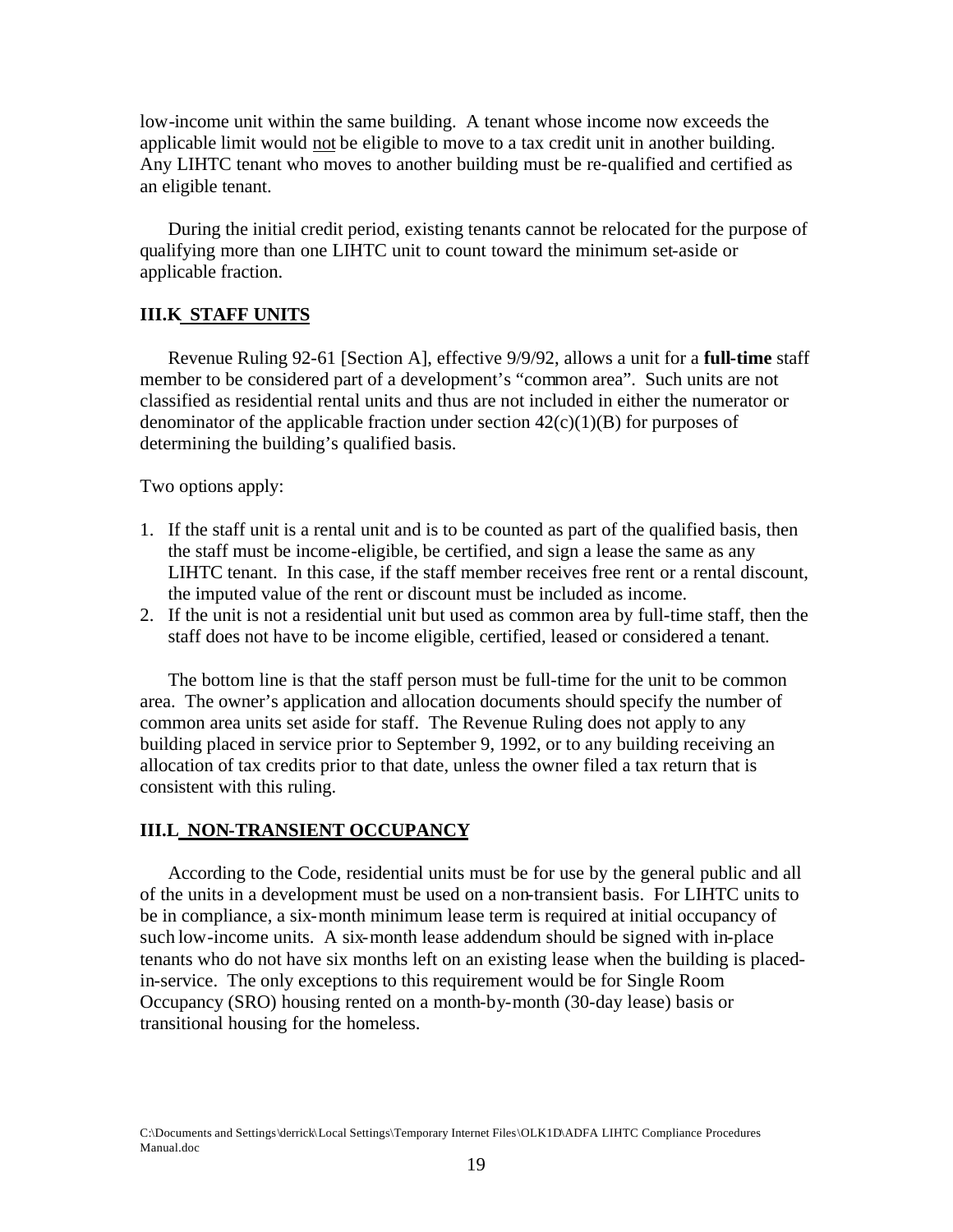low-income unit within the same building. A tenant whose income now exceeds the applicable limit would not be eligible to move to a tax credit unit in another building. Any LIHTC tenant who moves to another building must be re-qualified and certified as an eligible tenant.

During the initial credit period, existing tenants cannot be relocated for the purpose of qualifying more than one LIHTC unit to count toward the minimum set-aside or applicable fraction.

### III.K STAFF UNITS

Revenue Ruling 92-61 [Section A], effective 9/9/92, allows a unit for a **full-time** staff member to be considered part of a development's "common area". Such units are not classified as residential rental units and thus are not included in either the numerator or denominator of the applicable fraction under section 42(c)(1)(B) for purposes of determining the building's qualified basis.

Two options apply:

1. If the staff unit is a rental unit and is to be counted as part of the qualified basis, then the staff must be income-eligible, be certified, and sign a lease the same as any LIHTC tenant. In this case, if the staff member receives free rent or a rental discount, the imputed value of the rent or discount must be included as income.
2. If the unit is not a residential unit but used as common area by full-time staff, then the staff does not have to be income eligible, certified, leased or considered a tenant.

The bottom line is that the staff person must be full-time for the unit to be common area. The owner's application and allocation documents should specify the number of common area units set aside for staff. The Revenue Ruling does not apply to any building placed in service prior to September 9, 1992, or to any building receiving an allocation of tax credits prior to that date, unless the owner filed a tax return that is consistent with this ruling.

### III.L NON-TRANSIENT OCCUPANCY

According to the Code, residential units must be for use by the general public and all of the units in a development must be used on a non-transient basis. For LIHTC units to be in compliance, a six-month minimum lease term is required at initial occupancy of such low-income units. A six-month lease addendum should be signed with in-place tenants who do not have six months left on an existing lease when the building is placed-in-service. The only exceptions to this requirement would be for Single Room Occupancy (SRO) housing rented on a month-by-month (30-day lease) basis or transitional housing for the homeless.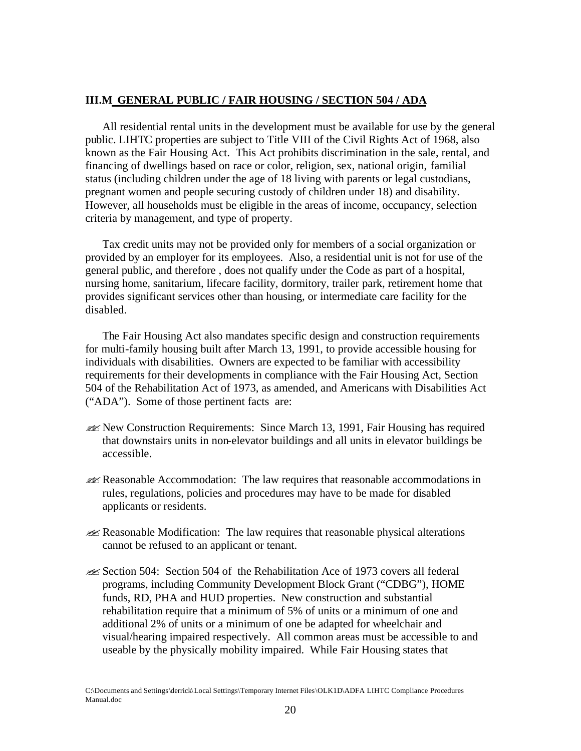## III.M GENERAL PUBLIC / FAIR HOUSING / SECTION 504 / ADA

All residential rental units in the development must be available for use by the general public. LIHTC properties are subject to Title VIII of the Civil Rights Act of 1968, also known as the Fair Housing Act. This Act prohibits discrimination in the sale, rental, and financing of dwellings based on race or color, religion, sex, national origin, familial status (including children under the age of 18 living with parents or legal custodians, pregnant women and people securing custody of children under 18) and disability. However, all households must be eligible in the areas of income, occupancy, selection criteria by management, and type of property.

Tax credit units may not be provided only for members of a social organization or provided by an employer for its employees. Also, a residential unit is not for use of the general public, and therefore , does not qualify under the Code as part of a hospital, nursing home, sanitarium, lifecare facility, dormitory, trailer park, retirement home that provides significant services other than housing, or intermediate care facility for the disabled.

The Fair Housing Act also mandates specific design and construction requirements for multi-family housing built after March 13, 1991, to provide accessible housing for individuals with disabilities. Owners are expected to be familiar with accessibility requirements for their developments in compliance with the Fair Housing Act, Section 504 of the Rehabilitation Act of 1973, as amended, and Americans with Disabilities Act ("ADA"). Some of those pertinent facts are:

- New Construction Requirements: Since March 13, 1991, Fair Housing has required that downstairs units in non-elevator buildings and all units in elevator buildings be accessible.
- Reasonable Accommodation: The law requires that reasonable accommodations in rules, regulations, policies and procedures may have to be made for disabled applicants or residents.
- Reasonable Modification: The law requires that reasonable physical alterations cannot be refused to an applicant or tenant.
- Section 504: Section 504 of the Rehabilitation Ace of 1973 covers all federal programs, including Community Development Block Grant ("CDBG"), HOME funds, RD, PHA and HUD properties. New construction and substantial rehabilitation require that a minimum of 5% of units or a minimum of one and additional 2% of units or a minimum of one be adapted for wheelchair and visual/hearing impaired respectively. All common areas must be accessible to and useable by the physically mobility impaired. While Fair Housing states that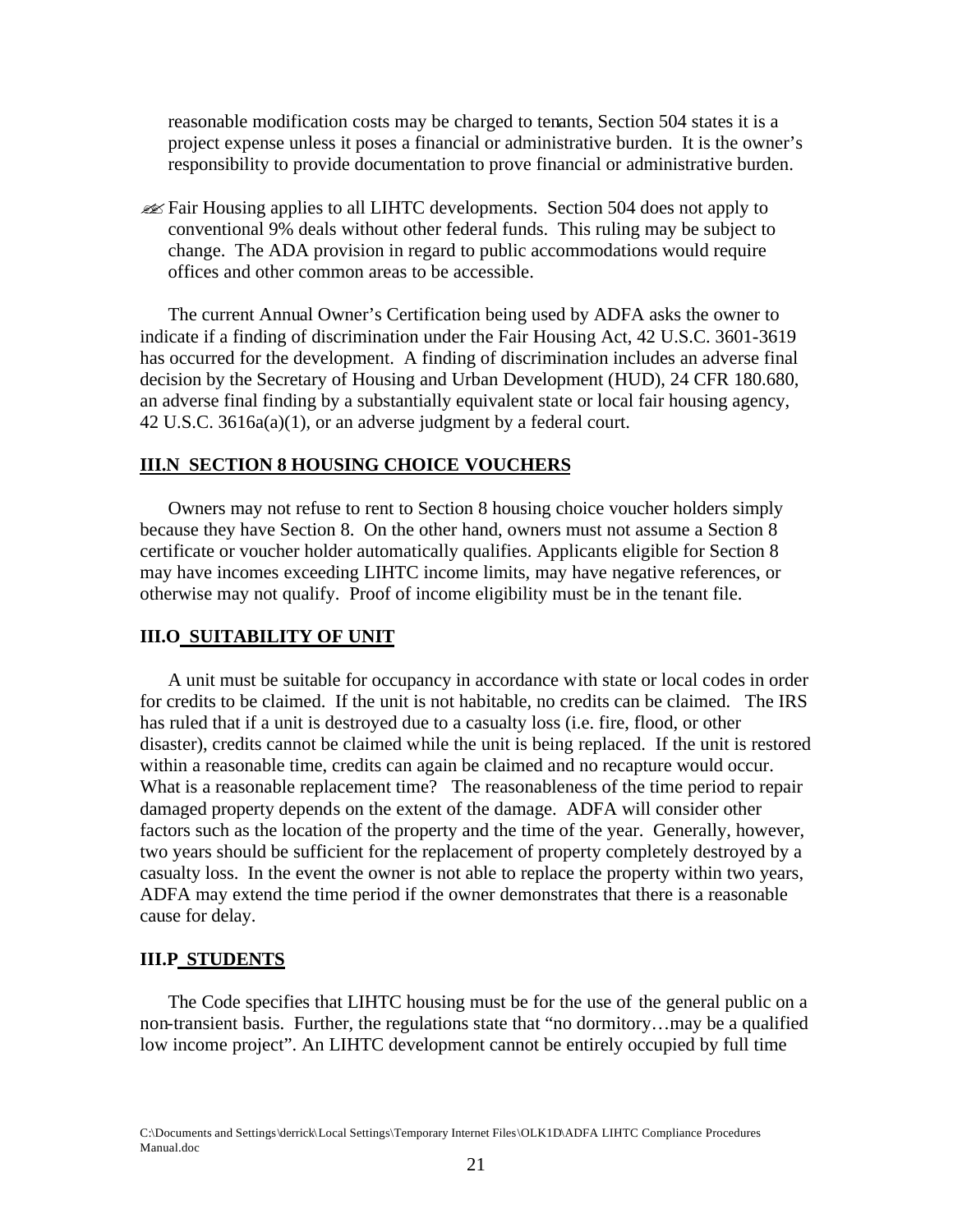reasonable modification costs may be charged to tenants, Section 504 states it is a project expense unless it poses a financial or administrative burden. It is the owner's responsibility to provide documentation to prove financial or administrative burden.

- Fair Housing applies to all LIHTC developments. Section 504 does not apply to conventional 9% deals without other federal funds. This ruling may be subject to change. The ADA provision in regard to public accommodations would require offices and other common areas to be accessible.

The current Annual Owner's Certification being used by ADFA asks the owner to indicate if a finding of discrimination under the Fair Housing Act, 42 U.S.C. 3601-3619 has occurred for the development. A finding of discrimination includes an adverse final decision by the Secretary of Housing and Urban Development (HUD), 24 CFR 180.680, an adverse final finding by a substantially equivalent state or local fair housing agency, 42 U.S.C. 3616a(a)(1), or an adverse judgment by a federal court.

## III.N SECTION 8 HOUSING CHOICE VOUCHERS

Owners may not refuse to rent to Section 8 housing choice voucher holders simply because they have Section 8. On the other hand, owners must not assume a Section 8 certificate or voucher holder automatically qualifies. Applicants eligible for Section 8 may have incomes exceeding LIHTC income limits, may have negative references, or otherwise may not qualify. Proof of income eligibility must be in the tenant file.

## III.O SUITABILITY OF UNIT

A unit must be suitable for occupancy in accordance with state or local codes in order for credits to be claimed. If the unit is not habitable, no credits can be claimed. The IRS has ruled that if a unit is destroyed due to a casualty loss (i.e. fire, flood, or other disaster), credits cannot be claimed while the unit is being replaced. If the unit is restored within a reasonable time, credits can again be claimed and no recapture would occur. What is a reasonable replacement time? The reasonableness of the time period to repair damaged property depends on the extent of the damage. ADFA will consider other factors such as the location of the property and the time of the year. Generally, however, two years should be sufficient for the replacement of property completely destroyed by a casualty loss. In the event the owner is not able to replace the property within two years, ADFA may extend the time period if the owner demonstrates that there is a reasonable cause for delay.

## III.P STUDENTS

The Code specifies that LIHTC housing must be for the use of the general public on a non-transient basis. Further, the regulations state that "no dormitory…may be a qualified low income project". An LIHTC development cannot be entirely occupied by full time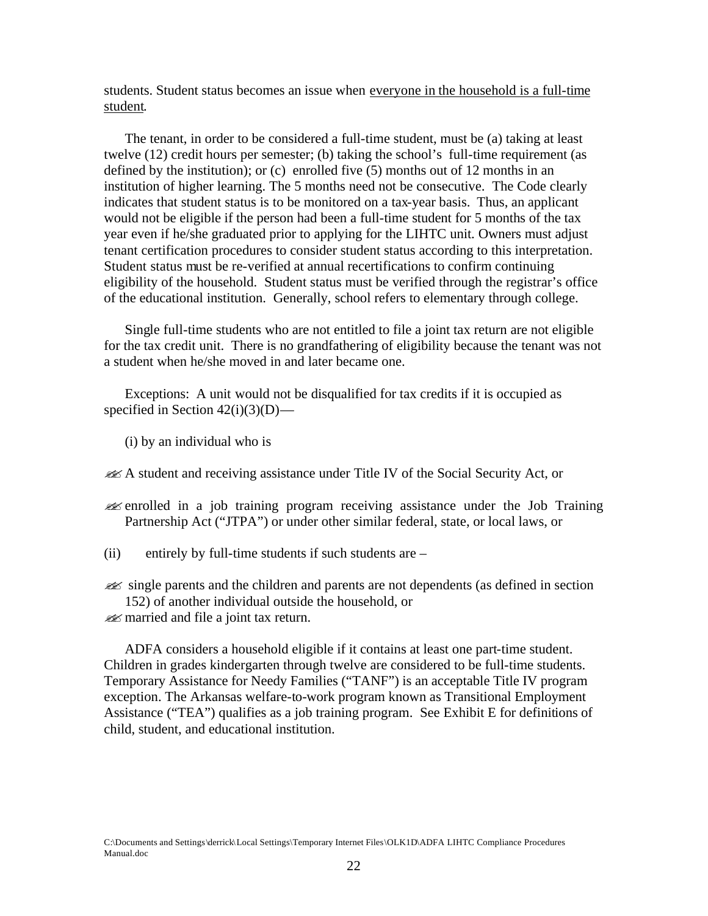students. Student status becomes an issue when <u>everyone in the household is a full-time student</u>.

The tenant, in order to be considered a full-time student, must be (a) taking at least twelve (12) credit hours per semester; (b) taking the school's full-time requirement (as defined by the institution); or (c) enrolled five (5) months out of 12 months in an institution of higher learning. The 5 months need not be consecutive. The Code clearly indicates that student status is to be monitored on a tax-year basis. Thus, an applicant would not be eligible if the person had been a full-time student for 5 months of the tax year even if he/she graduated prior to applying for the LIHTC unit. Owners must adjust tenant certification procedures to consider student status according to this interpretation. Student status must be re-verified at annual recertifications to confirm continuing eligibility of the household. Student status must be verified through the registrar's office of the educational institution. Generally, school refers to elementary through college.

Single full-time students who are not entitled to file a joint tax return are not eligible for the tax credit unit. There is no grandfathering of eligibility because the tenant was not a student when he/she moved in and later became one.

Exceptions: A unit would not be disqualified for tax credits if it is occupied as specified in Section 42(i)(3)(D)—

(i) by an individual who is

- A student and receiving assistance under Title IV of the Social Security Act, or
- enrolled in a job training program receiving assistance under the Job Training Partnership Act ("JTPA") or under other similar federal, state, or local laws, or

(ii) entirely by full-time students if such students are –

- single parents and the children and parents are not dependents (as defined in section 152) of another individual outside the household, or
- married and file a joint tax return.

ADFA considers a household eligible if it contains at least one part-time student. Children in grades kindergarten through twelve are considered to be full-time students. Temporary Assistance for Needy Families ("TANF") is an acceptable Title IV program exception. The Arkansas welfare-to-work program known as Transitional Employment Assistance ("TEA") qualifies as a job training program. See Exhibit E for definitions of child, student, and educational institution.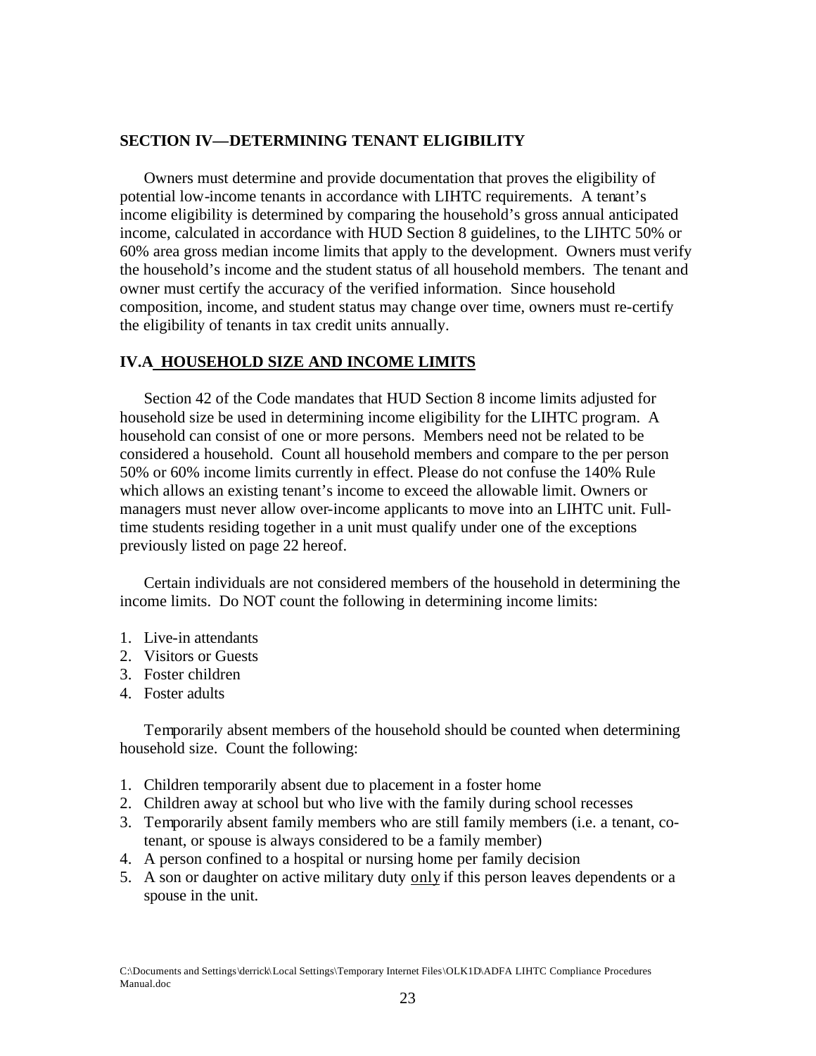## SECTION IV—DETERMINING TENANT ELIGIBILITY

Owners must determine and provide documentation that proves the eligibility of potential low-income tenants in accordance with LIHTC requirements. A tenant's income eligibility is determined by comparing the household's gross annual anticipated income, calculated in accordance with HUD Section 8 guidelines, to the LIHTC 50% or 60% area gross median income limits that apply to the development. Owners must verify the household's income and the student status of all household members. The tenant and owner must certify the accuracy of the verified information. Since household composition, income, and student status may change over time, owners must re-certify the eligibility of tenants in tax credit units annually.

### IV.A HOUSEHOLD SIZE AND INCOME LIMITS

Section 42 of the Code mandates that HUD Section 8 income limits adjusted for household size be used in determining income eligibility for the LIHTC program. A household can consist of one or more persons. Members need not be related to be considered a household. Count all household members and compare to the per person 50% or 60% income limits currently in effect. Please do not confuse the 140% Rule which allows an existing tenant's income to exceed the allowable limit. Owners or managers must never allow over-income applicants to move into an LIHTC unit. Full-time students residing together in a unit must qualify under one of the exceptions previously listed on page 22 hereof.

Certain individuals are not considered members of the household in determining the income limits. Do NOT count the following in determining income limits:

1. Live-in attendants
2. Visitors or Guests
3. Foster children
4. Foster adults

Temporarily absent members of the household should be counted when determining household size. Count the following:

1. Children temporarily absent due to placement in a foster home
2. Children away at school but who live with the family during school recesses
3. Temporarily absent family members who are still family members (i.e. a tenant, co-tenant, or spouse is always considered to be a family member)
4. A person confined to a hospital or nursing home per family decision
5. A son or daughter on active military duty <u>only</u> if this person leaves dependents or a spouse in the unit.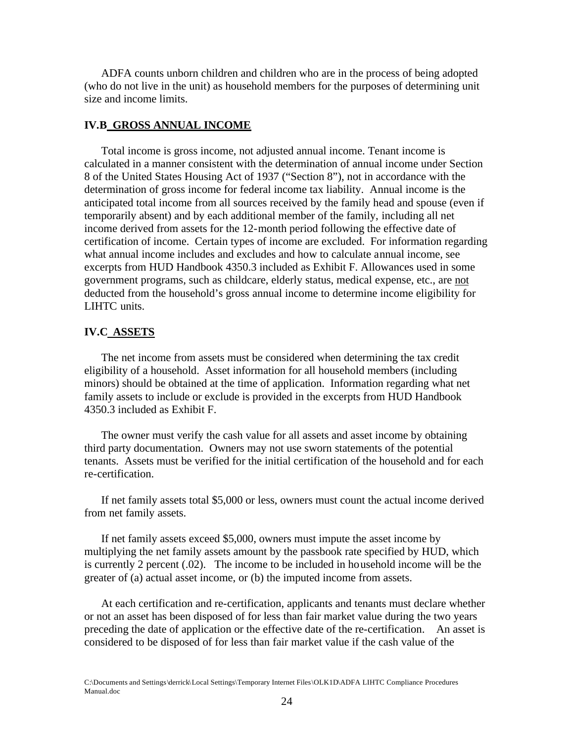ADFA counts unborn children and children who are in the process of being adopted (who do not live in the unit) as household members for the purposes of determining unit size and income limits.

### IV.B GROSS ANNUAL INCOME

Total income is gross income, not adjusted annual income. Tenant income is calculated in a manner consistent with the determination of annual income under Section 8 of the United States Housing Act of 1937 ("Section 8"), not in accordance with the determination of gross income for federal income tax liability. Annual income is the anticipated total income from all sources received by the family head and spouse (even if temporarily absent) and by each additional member of the family, including all net income derived from assets for the 12-month period following the effective date of certification of income. Certain types of income are excluded. For information regarding what annual income includes and excludes and how to calculate annual income, see excerpts from HUD Handbook 4350.3 included as Exhibit F. Allowances used in some government programs, such as childcare, elderly status, medical expense, etc., are not deducted from the household's gross annual income to determine income eligibility for LIHTC units.

### IV.C ASSETS

The net income from assets must be considered when determining the tax credit eligibility of a household. Asset information for all household members (including minors) should be obtained at the time of application. Information regarding what net family assets to include or exclude is provided in the excerpts from HUD Handbook 4350.3 included as Exhibit F.

The owner must verify the cash value for all assets and asset income by obtaining third party documentation. Owners may not use sworn statements of the potential tenants. Assets must be verified for the initial certification of the household and for each re-certification.

If net family assets total $5,000 or less, owners must count the actual income derived from net family assets.

If net family assets exceed $5,000, owners must impute the asset income by multiplying the net family assets amount by the passbook rate specified by HUD, which is currently 2 percent (.02). The income to be included in household income will be the greater of (a) actual asset income, or (b) the imputed income from assets.

At each certification and re-certification, applicants and tenants must declare whether or not an asset has been disposed of for less than fair market value during the two years preceding the date of application or the effective date of the re-certification. An asset is considered to be disposed of for less than fair market value if the cash value of the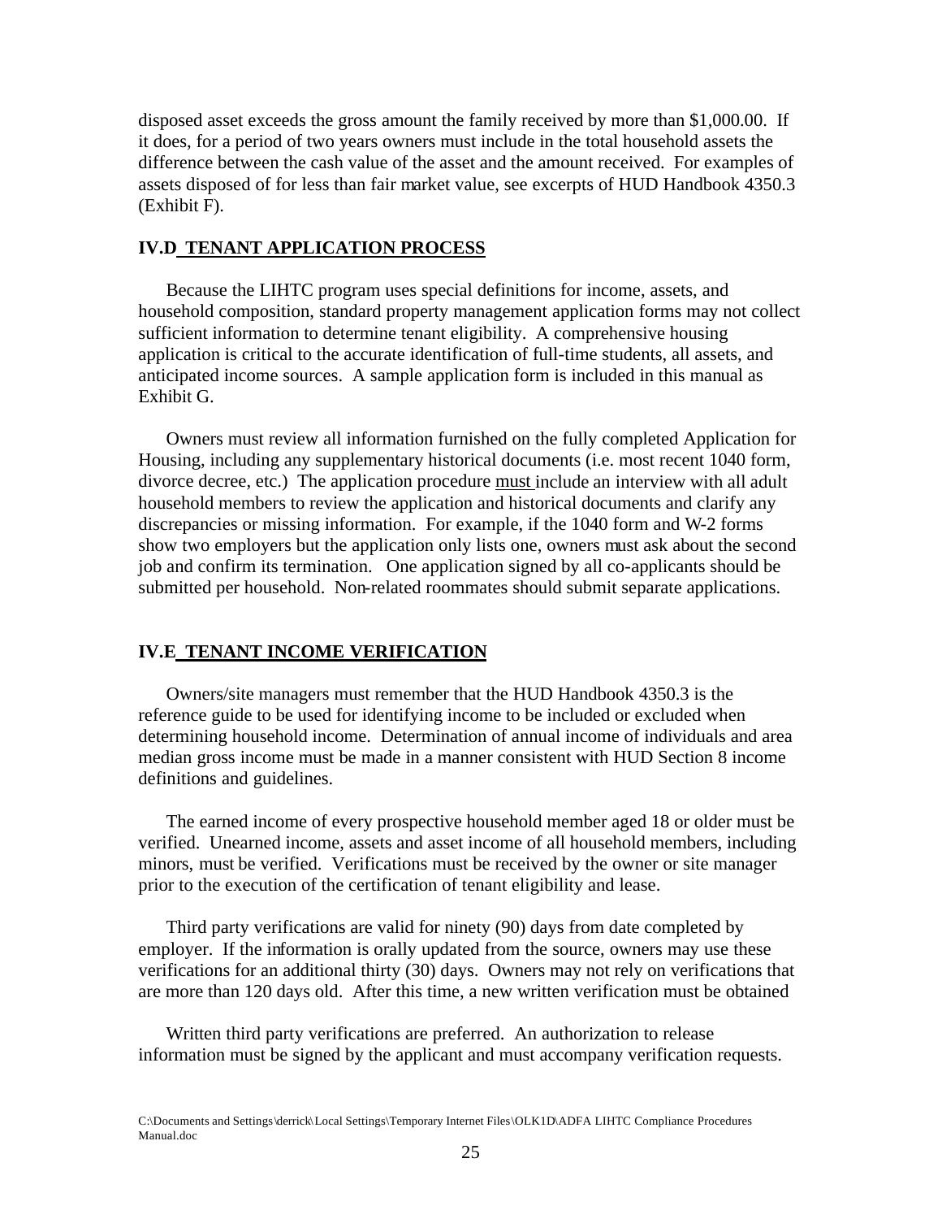disposed asset exceeds the gross amount the family received by more than $1,000.00. If it does, for a period of two years owners must include in the total household assets the difference between the cash value of the asset and the amount received. For examples of assets disposed of for less than fair market value, see excerpts of HUD Handbook 4350.3 (Exhibit F).

## IV.D TENANT APPLICATION PROCESS

Because the LIHTC program uses special definitions for income, assets, and household composition, standard property management application forms may not collect sufficient information to determine tenant eligibility. A comprehensive housing application is critical to the accurate identification of full-time students, all assets, and anticipated income sources. A sample application form is included in this manual as Exhibit G.

Owners must review all information furnished on the fully completed Application for Housing, including any supplementary historical documents (i.e. most recent 1040 form, divorce decree, etc.) The application procedure must include an interview with all adult household members to review the application and historical documents and clarify any discrepancies or missing information. For example, if the 1040 form and W-2 forms show two employers but the application only lists one, owners must ask about the second job and confirm its termination. One application signed by all co-applicants should be submitted per household. Non-related roommates should submit separate applications.

## IV.E TENANT INCOME VERIFICATION

Owners/site managers must remember that the HUD Handbook 4350.3 is the reference guide to be used for identifying income to be included or excluded when determining household income. Determination of annual income of individuals and area median gross income must be made in a manner consistent with HUD Section 8 income definitions and guidelines.

The earned income of every prospective household member aged 18 or older must be verified. Unearned income, assets and asset income of all household members, including minors, must be verified. Verifications must be received by the owner or site manager prior to the execution of the certification of tenant eligibility and lease.

Third party verifications are valid for ninety (90) days from date completed by employer. If the information is orally updated from the source, owners may use these verifications for an additional thirty (30) days. Owners may not rely on verifications that are more than 120 days old. After this time, a new written verification must be obtained

Written third party verifications are preferred. An authorization to release information must be signed by the applicant and must accompany verification requests.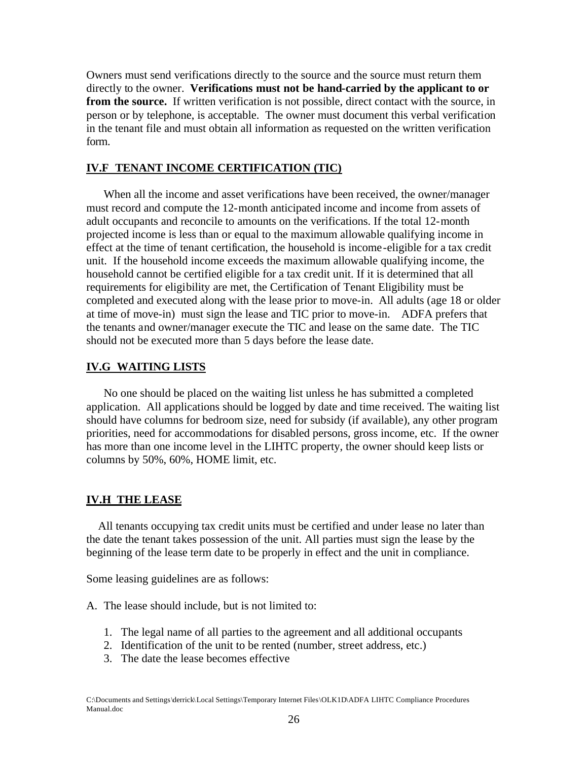Owners must send verifications directly to the source and the source must return them directly to the owner. **Verifications must not be hand-carried by the applicant to or from the source.** If written verification is not possible, direct contact with the source, in person or by telephone, is acceptable. The owner must document this verbal verification in the tenant file and must obtain all information as requested on the written verification form.

## IV.F TENANT INCOME CERTIFICATION (TIC)

When all the income and asset verifications have been received, the owner/manager must record and compute the 12-month anticipated income and income from assets of adult occupants and reconcile to amounts on the verifications. If the total 12-month projected income is less than or equal to the maximum allowable qualifying income in effect at the time of tenant certification, the household is income-eligible for a tax credit unit. If the household income exceeds the maximum allowable qualifying income, the household cannot be certified eligible for a tax credit unit. If it is determined that all requirements for eligibility are met, the Certification of Tenant Eligibility must be completed and executed along with the lease prior to move-in. All adults (age 18 or older at time of move-in) must sign the lease and TIC prior to move-in. ADFA prefers that the tenants and owner/manager execute the TIC and lease on the same date. The TIC should not be executed more than 5 days before the lease date.

## IV.G WAITING LISTS

No one should be placed on the waiting list unless he has submitted a completed application. All applications should be logged by date and time received. The waiting list should have columns for bedroom size, need for subsidy (if available), any other program priorities, need for accommodations for disabled persons, gross income, etc. If the owner has more than one income level in the LIHTC property, the owner should keep lists or columns by 50%, 60%, HOME limit, etc.

## IV.H THE LEASE

All tenants occupying tax credit units must be certified and under lease no later than the date the tenant takes possession of the unit. All parties must sign the lease by the beginning of the lease term date to be properly in effect and the unit in compliance.

Some leasing guidelines are as follows:

A. The lease should include, but is not limited to:

1. The legal name of all parties to the agreement and all additional occupants
2. Identification of the unit to be rented (number, street address, etc.)
3. The date the lease becomes effective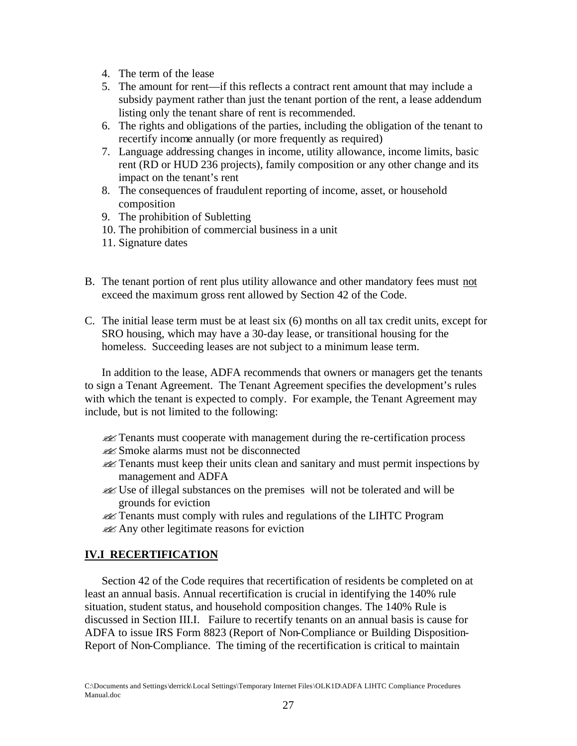4. The term of the lease
5. The amount for rent—if this reflects a contract rent amount that may include a subsidy payment rather than just the tenant portion of the rent, a lease addendum listing only the tenant share of rent is recommended.
6. The rights and obligations of the parties, including the obligation of the tenant to recertify income annually (or more frequently as required)
7. Language addressing changes in income, utility allowance, income limits, basic rent (RD or HUD 236 projects), family composition or any other change and its impact on the tenant's rent
8. The consequences of fraudulent reporting of income, asset, or household composition
9. The prohibition of Subletting
10. The prohibition of commercial business in a unit
11. Signature dates

B. The tenant portion of rent plus utility allowance and other mandatory fees must not exceed the maximum gross rent allowed by Section 42 of the Code.

C. The initial lease term must be at least six (6) months on all tax credit units, except for SRO housing, which may have a 30-day lease, or transitional housing for the homeless. Succeeding leases are not subject to a minimum lease term.

In addition to the lease, ADFA recommends that owners or managers get the tenants to sign a Tenant Agreement. The Tenant Agreement specifies the development's rules with which the tenant is expected to comply. For example, the Tenant Agreement may include, but is not limited to the following:

- Tenants must cooperate with management during the re-certification process
- Smoke alarms must not be disconnected
- Tenants must keep their units clean and sanitary and must permit inspections by management and ADFA
- Use of illegal substances on the premises will not be tolerated and will be grounds for eviction
- Tenants must comply with rules and regulations of the LIHTC Program
- Any other legitimate reasons for eviction

## IV.I RECERTIFICATION

Section 42 of the Code requires that recertification of residents be completed on at least an annual basis. Annual recertification is crucial in identifying the 140% rule situation, student status, and household composition changes. The 140% Rule is discussed in Section III.I. Failure to recertify tenants on an annual basis is cause for ADFA to issue IRS Form 8823 (Report of Non-Compliance or Building Disposition-Report of Non-Compliance. The timing of the recertification is critical to maintain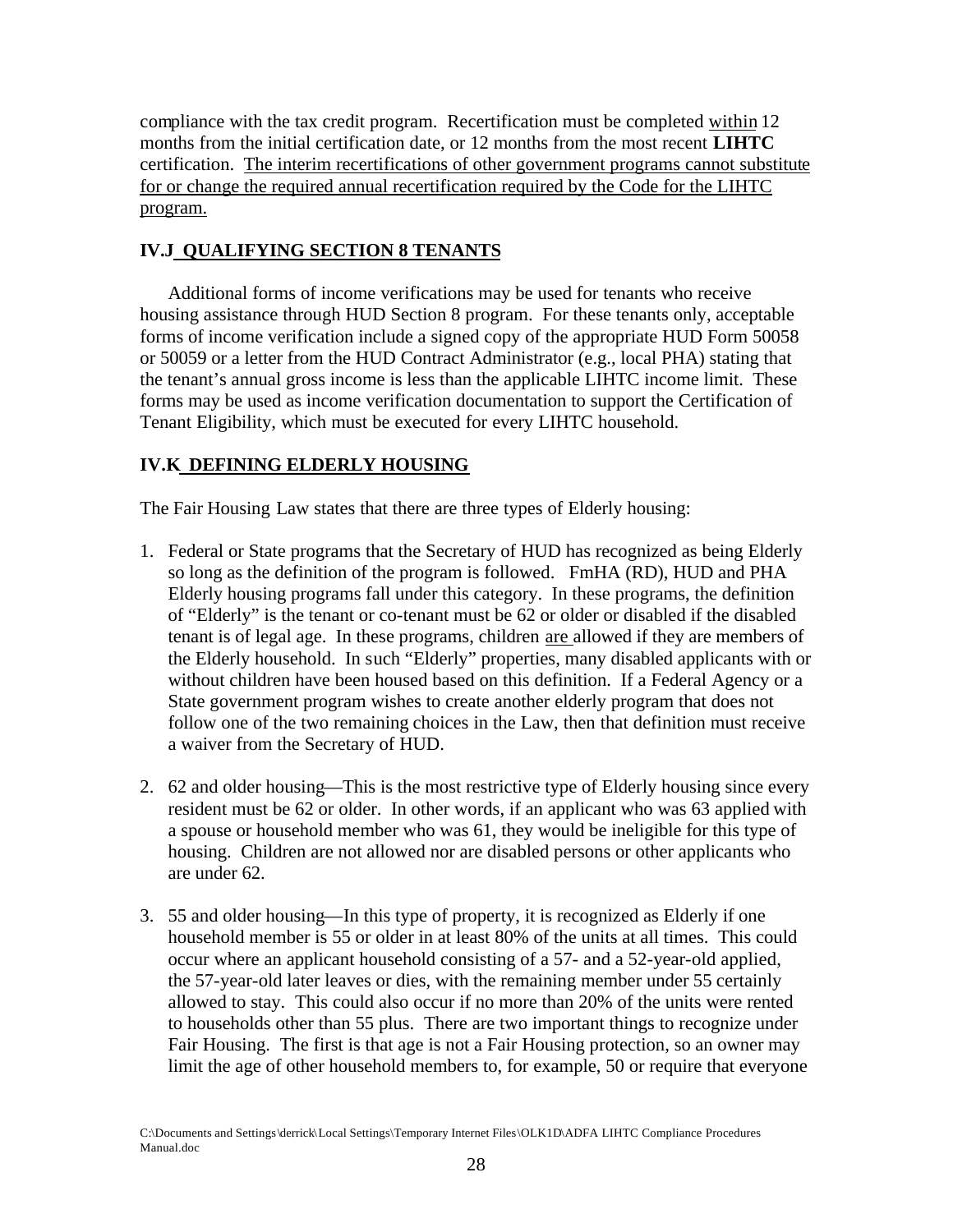compliance with the tax credit program. Recertification must be completed <u>within</u> 12 months from the initial certification date, or 12 months from the most recent **LIHTC** certification. <u>The interim recertifications of other government programs cannot substitute for or change the required annual recertification required by the Code for the LIHTC program.</u>

## IV.J QUALIFYING SECTION 8 TENANTS

Additional forms of income verifications may be used for tenants who receive housing assistance through HUD Section 8 program. For these tenants only, acceptable forms of income verification include a signed copy of the appropriate HUD Form 50058 or 50059 or a letter from the HUD Contract Administrator (e.g., local PHA) stating that the tenant's annual gross income is less than the applicable LIHTC income limit. These forms may be used as income verification documentation to support the Certification of Tenant Eligibility, which must be executed for every LIHTC household.

## IV.K DEFINING ELDERLY HOUSING

The Fair Housing Law states that there are three types of Elderly housing:

1. Federal or State programs that the Secretary of HUD has recognized as being Elderly so long as the definition of the program is followed. FmHA (RD), HUD and PHA Elderly housing programs fall under this category. In these programs, the definition of "Elderly" is the tenant or co-tenant must be 62 or older or disabled if the disabled tenant is of legal age. In these programs, children <u>are</u> allowed if they are members of the Elderly household. In such "Elderly" properties, many disabled applicants with or without children have been housed based on this definition. If a Federal Agency or a State government program wishes to create another elderly program that does not follow one of the two remaining choices in the Law, then that definition must receive a waiver from the Secretary of HUD.

2. 62 and older housing—This is the most restrictive type of Elderly housing since every resident must be 62 or older. In other words, if an applicant who was 63 applied with a spouse or household member who was 61, they would be ineligible for this type of housing. Children are not allowed nor are disabled persons or other applicants who are under 62.

3. 55 and older housing—In this type of property, it is recognized as Elderly if one household member is 55 or older in at least 80% of the units at all times. This could occur where an applicant household consisting of a 57- and a 52-year-old applied, the 57-year-old later leaves or dies, with the remaining member under 55 certainly allowed to stay. This could also occur if no more than 20% of the units were rented to households other than 55 plus. There are two important things to recognize under Fair Housing. The first is that age is not a Fair Housing protection, so an owner may limit the age of other household members to, for example, 50 or require that everyone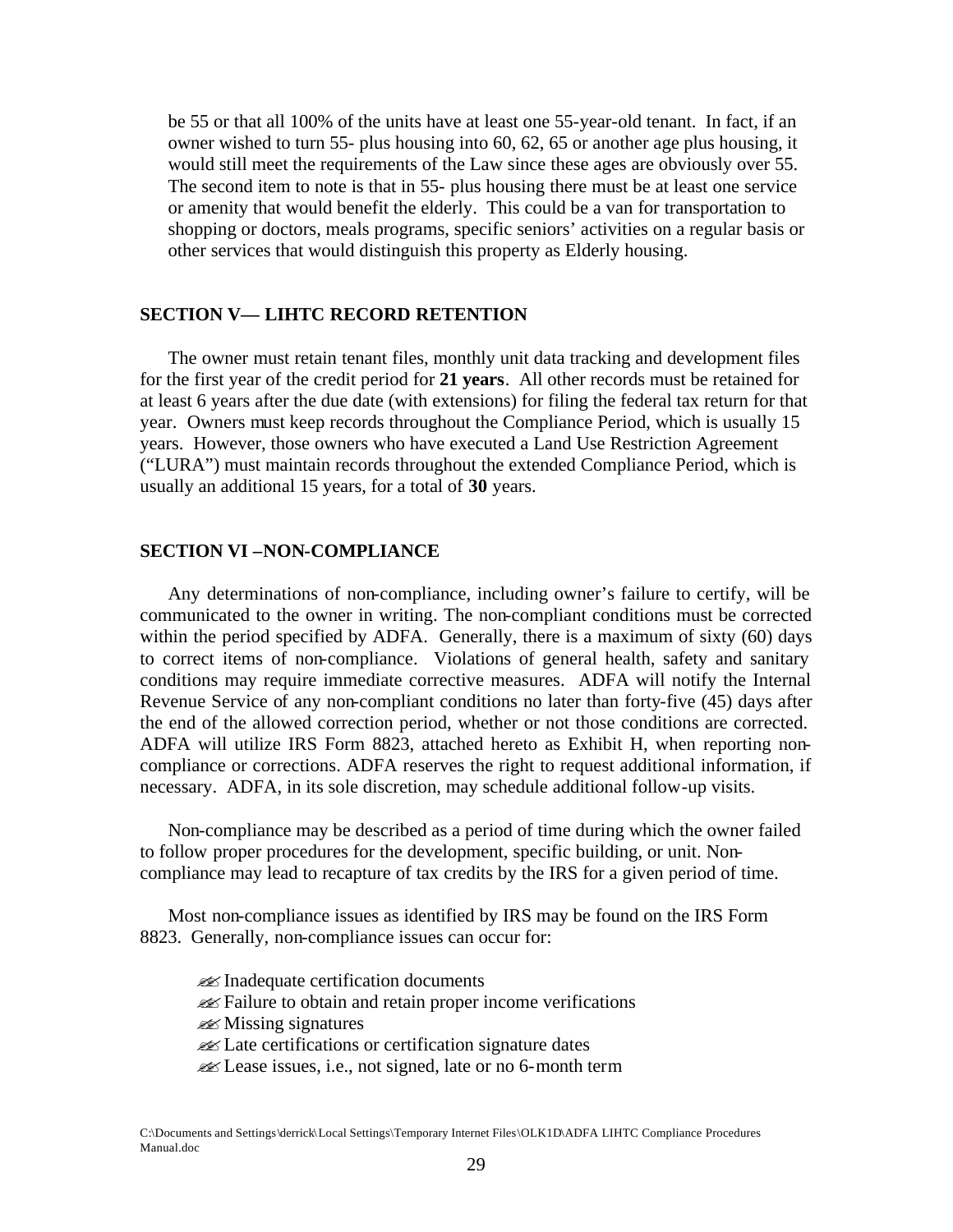be 55 or that all 100% of the units have at least one 55-year-old tenant. In fact, if an owner wished to turn 55- plus housing into 60, 62, 65 or another age plus housing, it would still meet the requirements of the Law since these ages are obviously over 55. The second item to note is that in 55- plus housing there must be at least one service or amenity that would benefit the elderly. This could be a van for transportation to shopping or doctors, meals programs, specific seniors' activities on a regular basis or other services that would distinguish this property as Elderly housing.

## SECTION V— LIHTC RECORD RETENTION

The owner must retain tenant files, monthly unit data tracking and development files for the first year of the credit period for **21 years**. All other records must be retained for at least 6 years after the due date (with extensions) for filing the federal tax return for that year. Owners must keep records throughout the Compliance Period, which is usually 15 years. However, those owners who have executed a Land Use Restriction Agreement ("LURA") must maintain records throughout the extended Compliance Period, which is usually an additional 15 years, for a total of **30** years.

## SECTION VI –NON-COMPLIANCE

Any determinations of non-compliance, including owner's failure to certify, will be communicated to the owner in writing. The non-compliant conditions must be corrected within the period specified by ADFA. Generally, there is a maximum of sixty (60) days to correct items of non-compliance. Violations of general health, safety and sanitary conditions may require immediate corrective measures. ADFA will notify the Internal Revenue Service of any non-compliant conditions no later than forty-five (45) days after the end of the allowed correction period, whether or not those conditions are corrected. ADFA will utilize IRS Form 8823, attached hereto as Exhibit H, when reporting non-compliance or corrections. ADFA reserves the right to request additional information, if necessary. ADFA, in its sole discretion, may schedule additional follow-up visits.

Non-compliance may be described as a period of time during which the owner failed to follow proper procedures for the development, specific building, or unit. Non-compliance may lead to recapture of tax credits by the IRS for a given period of time.

Most non-compliance issues as identified by IRS may be found on the IRS Form 8823. Generally, non-compliance issues can occur for:

- Inadequate certification documents
- Failure to obtain and retain proper income verifications
- Missing signatures
- Late certifications or certification signature dates
- Lease issues, i.e., not signed, late or no 6-month term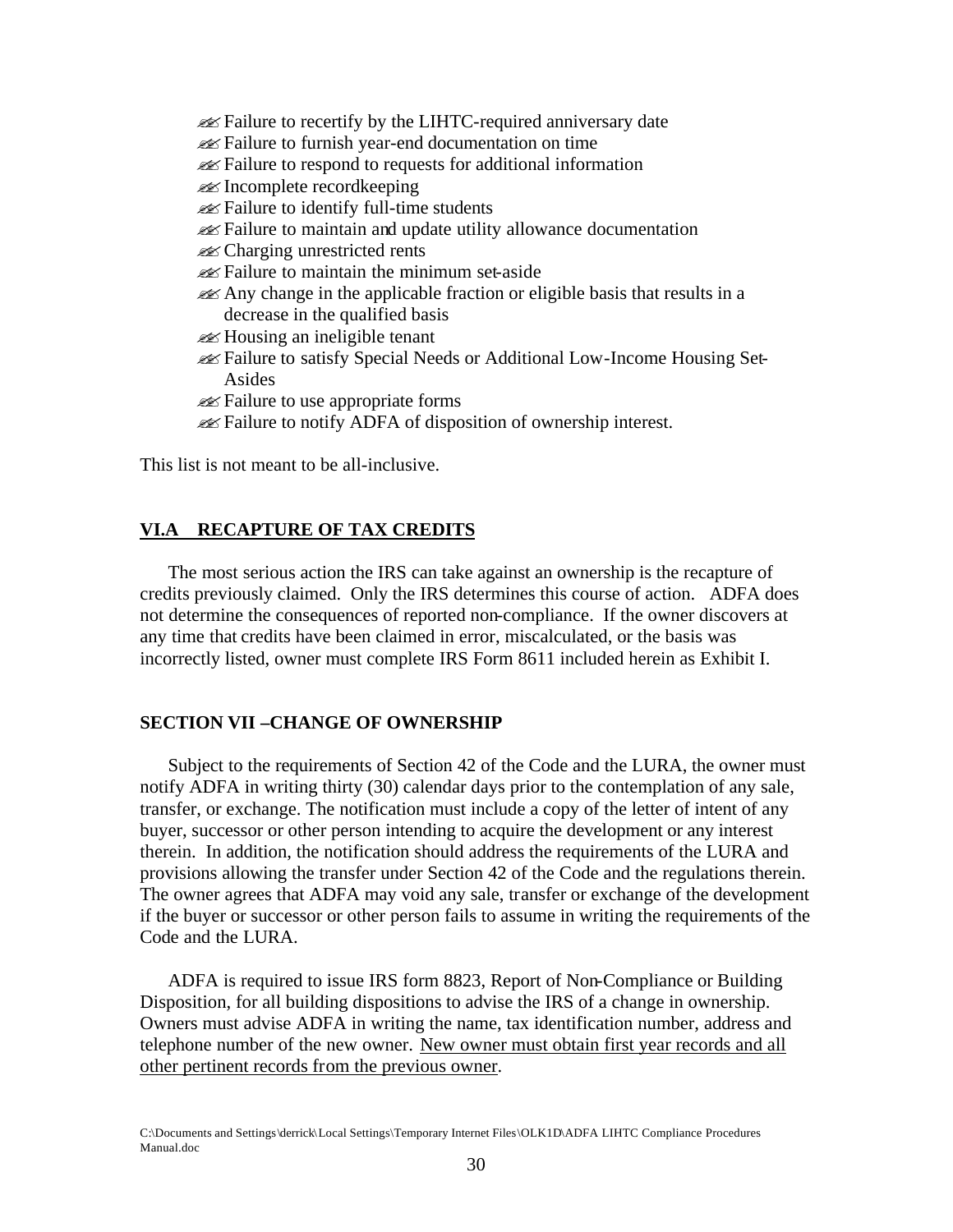- Failure to recertify by the LIHTC-required anniversary date
- Failure to furnish year-end documentation on time
- Failure to respond to requests for additional information
- Incomplete recordkeeping
- Failure to identify full-time students
- Failure to maintain and update utility allowance documentation
- Charging unrestricted rents
- Failure to maintain the minimum set-aside
- Any change in the applicable fraction or eligible basis that results in a decrease in the qualified basis
- Housing an ineligible tenant
- Failure to satisfy Special Needs or Additional Low-Income Housing Set-Asides
- Failure to use appropriate forms
- Failure to notify ADFA of disposition of ownership interest.

This list is not meant to be all-inclusive.

## VI.A RECAPTURE OF TAX CREDITS

The most serious action the IRS can take against an ownership is the recapture of credits previously claimed. Only the IRS determines this course of action. ADFA does not determine the consequences of reported non-compliance. If the owner discovers at any time that credits have been claimed in error, miscalculated, or the basis was incorrectly listed, owner must complete IRS Form 8611 included herein as Exhibit I.

## SECTION VII –CHANGE OF OWNERSHIP

Subject to the requirements of Section 42 of the Code and the LURA, the owner must notify ADFA in writing thirty (30) calendar days prior to the contemplation of any sale, transfer, or exchange. The notification must include a copy of the letter of intent of any buyer, successor or other person intending to acquire the development or any interest therein. In addition, the notification should address the requirements of the LURA and provisions allowing the transfer under Section 42 of the Code and the regulations therein. The owner agrees that ADFA may void any sale, transfer or exchange of the development if the buyer or successor or other person fails to assume in writing the requirements of the Code and the LURA.

ADFA is required to issue IRS form 8823, Report of Non-Compliance or Building Disposition, for all building dispositions to advise the IRS of a change in ownership. Owners must advise ADFA in writing the name, tax identification number, address and telephone number of the new owner. <u>New owner must obtain first year records and all other pertinent records from the previous owner</u>.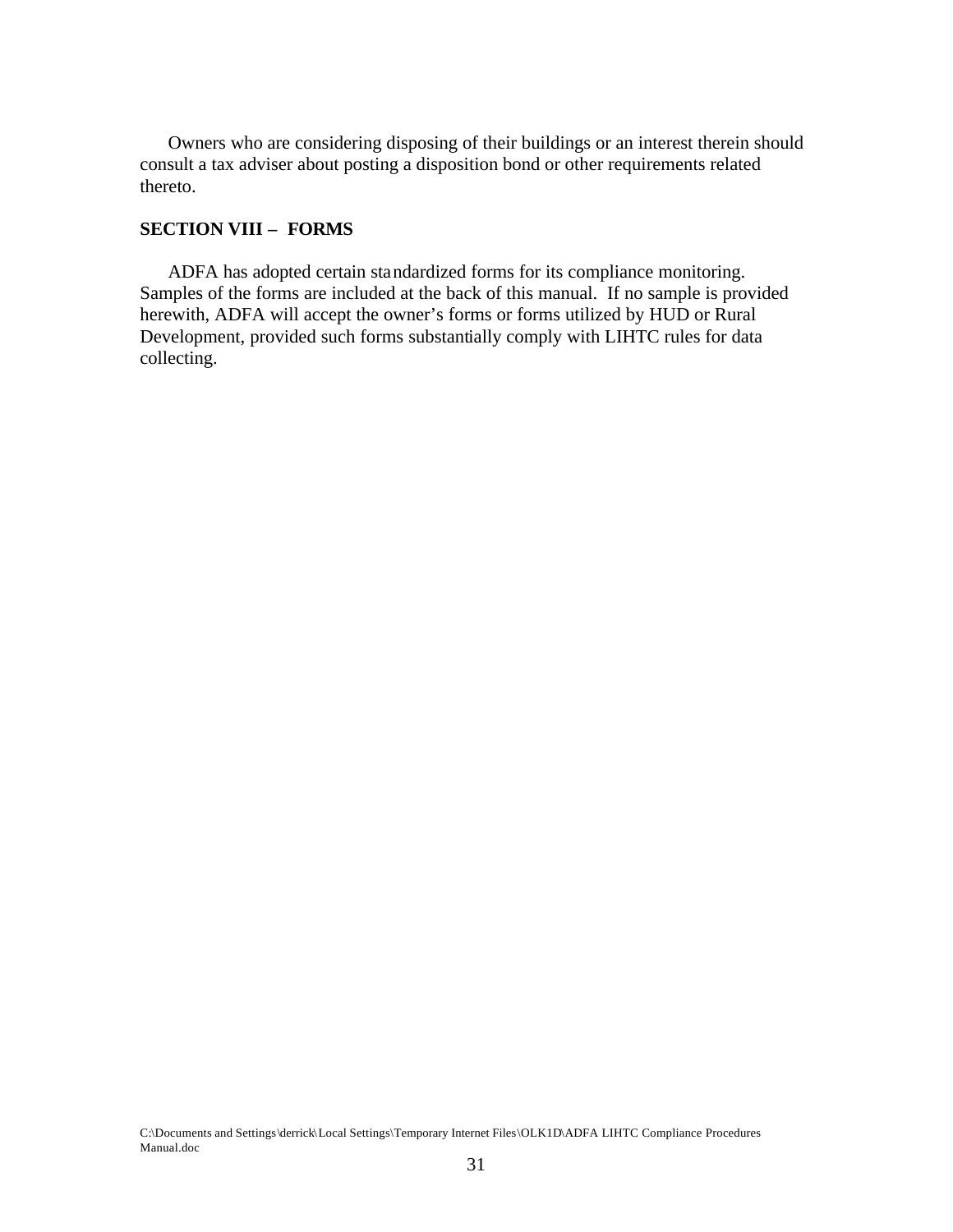Owners who are considering disposing of their buildings or an interest therein should consult a tax adviser about posting a disposition bond or other requirements related thereto.

## SECTION VIII – FORMS

ADFA has adopted certain standardized forms for its compliance monitoring. Samples of the forms are included at the back of this manual. If no sample is provided herewith, ADFA will accept the owner's forms or forms utilized by HUD or Rural Development, provided such forms substantially comply with LIHTC rules for data collecting.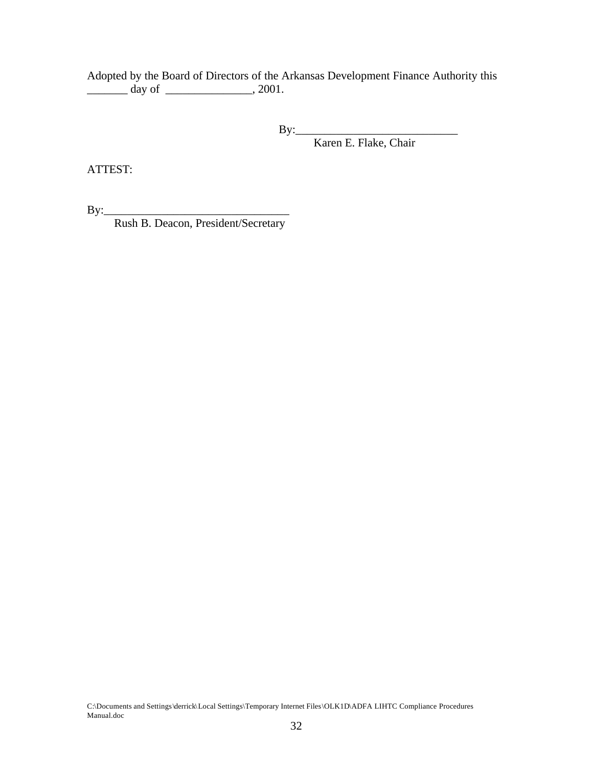Adopted by the Board of Directors of the Arkansas Development Finance Authority this _______ day of _______________, 2001.

By:____________________________
Karen E. Flake, Chair

ATTEST:

By:________________________________
Rush B. Deacon, President/Secretary

C:\Documents and Settings\derrick\Local Settings\Temporary Internet Files\OLK1D\ADFA LIHTC Compliance Procedures Manual.doc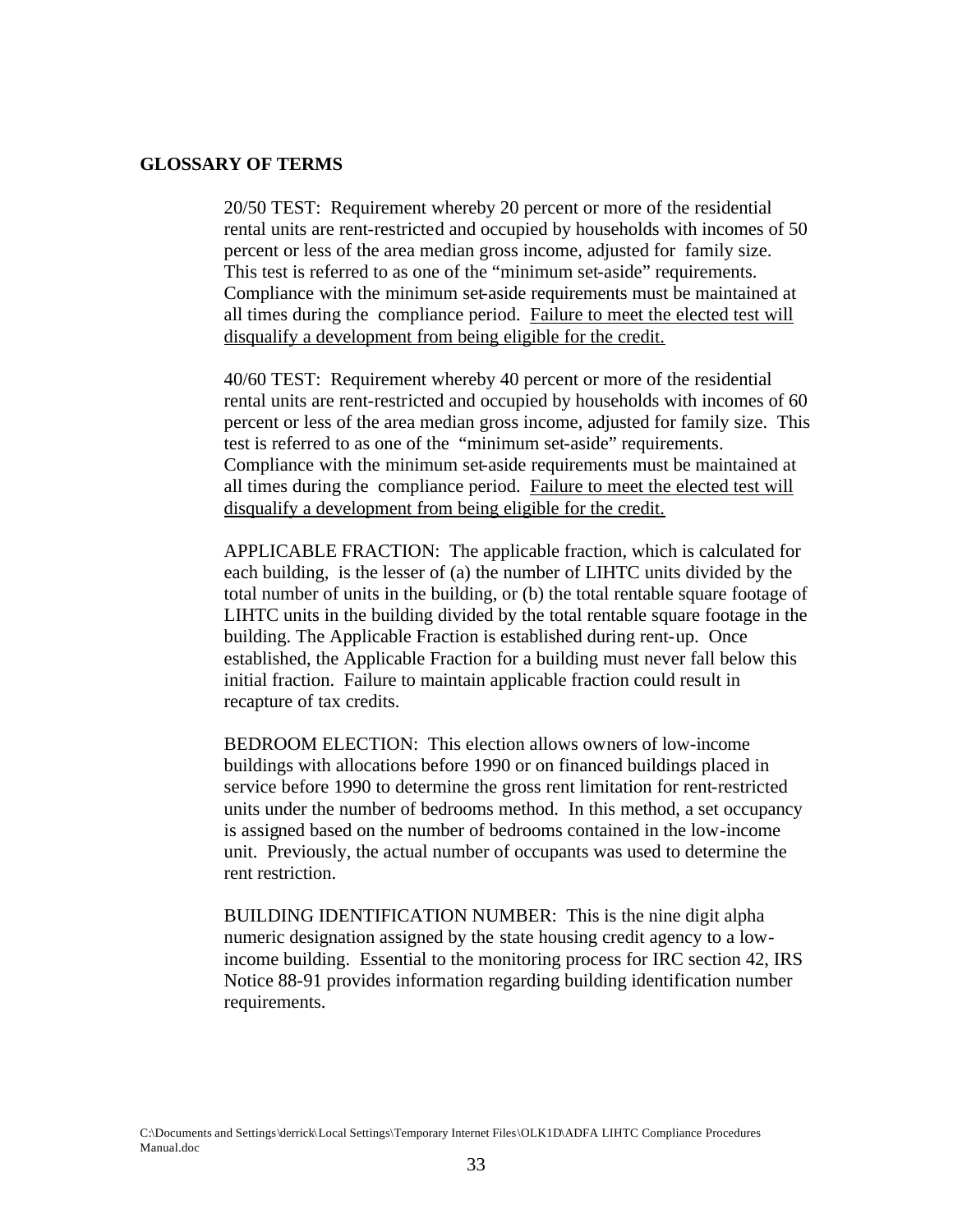## GLOSSARY OF TERMS

20/50 TEST: Requirement whereby 20 percent or more of the residential rental units are rent-restricted and occupied by households with incomes of 50 percent or less of the area median gross income, adjusted for family size. This test is referred to as one of the "minimum set-aside" requirements. Compliance with the minimum set-aside requirements must be maintained at all times during the compliance period. <u>Failure to meet the elected test will disqualify a development from being eligible for the credit.</u>

40/60 TEST: Requirement whereby 40 percent or more of the residential rental units are rent-restricted and occupied by households with incomes of 60 percent or less of the area median gross income, adjusted for family size. This test is referred to as one of the "minimum set-aside" requirements. Compliance with the minimum set-aside requirements must be maintained at all times during the compliance period. <u>Failure to meet the elected test will disqualify a development from being eligible for the credit.</u>

APPLICABLE FRACTION: The applicable fraction, which is calculated for each building, is the lesser of (a) the number of LIHTC units divided by the total number of units in the building, or (b) the total rentable square footage of LIHTC units in the building divided by the total rentable square footage in the building. The Applicable Fraction is established during rent-up. Once established, the Applicable Fraction for a building must never fall below this initial fraction. Failure to maintain applicable fraction could result in recapture of tax credits.

BEDROOM ELECTION: This election allows owners of low-income buildings with allocations before 1990 or on financed buildings placed in service before 1990 to determine the gross rent limitation for rent-restricted units under the number of bedrooms method. In this method, a set occupancy is assigned based on the number of bedrooms contained in the low-income unit. Previously, the actual number of occupants was used to determine the rent restriction.

BUILDING IDENTIFICATION NUMBER: This is the nine digit alpha numeric designation assigned by the state housing credit agency to a low-income building. Essential to the monitoring process for IRC section 42, IRS Notice 88-91 provides information regarding building identification number requirements.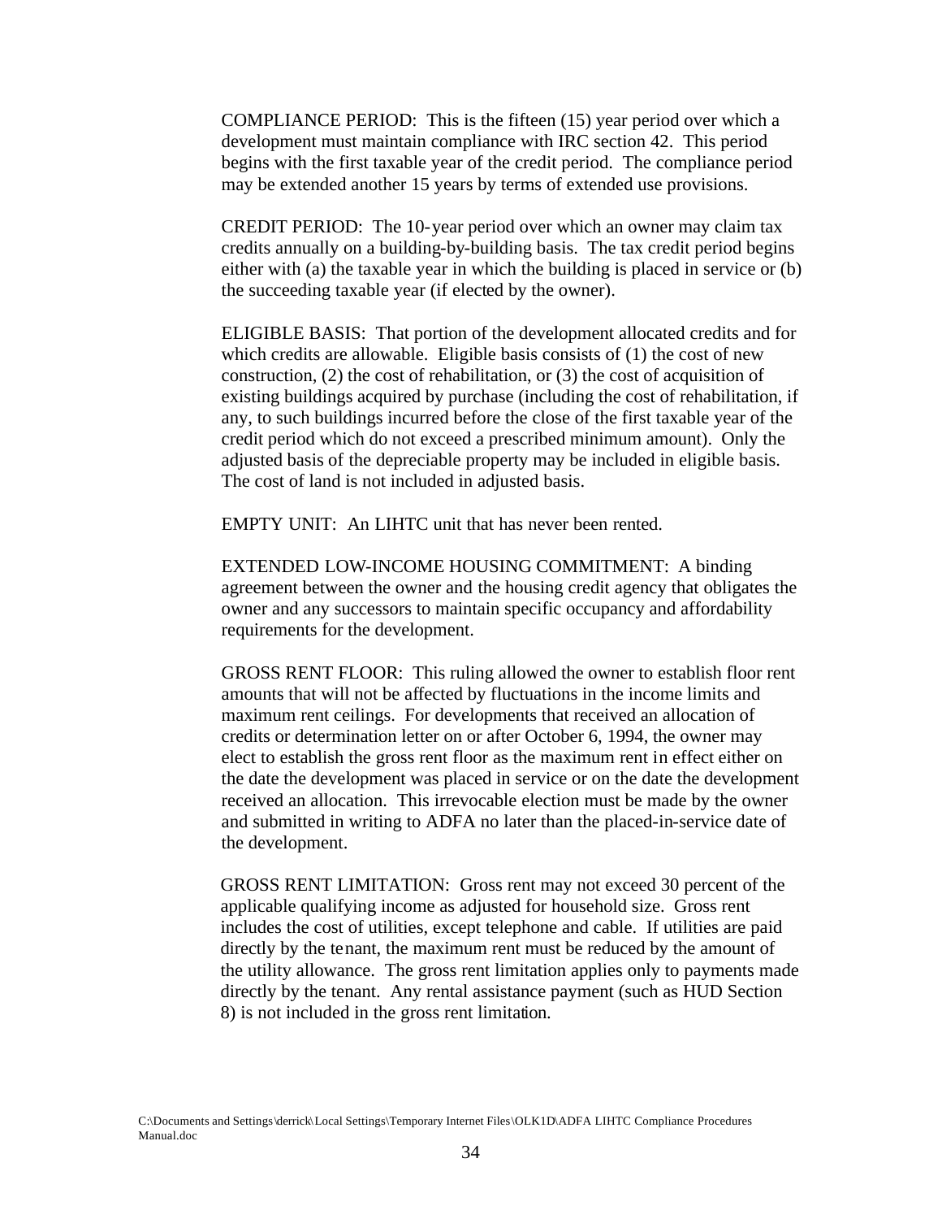COMPLIANCE PERIOD: This is the fifteen (15) year period over which a development must maintain compliance with IRC section 42. This period begins with the first taxable year of the credit period. The compliance period may be extended another 15 years by terms of extended use provisions.

CREDIT PERIOD: The 10-year period over which an owner may claim tax credits annually on a building-by-building basis. The tax credit period begins either with (a) the taxable year in which the building is placed in service or (b) the succeeding taxable year (if elected by the owner).

ELIGIBLE BASIS: That portion of the development allocated credits and for which credits are allowable. Eligible basis consists of (1) the cost of new construction, (2) the cost of rehabilitation, or (3) the cost of acquisition of existing buildings acquired by purchase (including the cost of rehabilitation, if any, to such buildings incurred before the close of the first taxable year of the credit period which do not exceed a prescribed minimum amount). Only the adjusted basis of the depreciable property may be included in eligible basis. The cost of land is not included in adjusted basis.

EMPTY UNIT: An LIHTC unit that has never been rented.

EXTENDED LOW-INCOME HOUSING COMMITMENT: A binding agreement between the owner and the housing credit agency that obligates the owner and any successors to maintain specific occupancy and affordability requirements for the development.

GROSS RENT FLOOR: This ruling allowed the owner to establish floor rent amounts that will not be affected by fluctuations in the income limits and maximum rent ceilings. For developments that received an allocation of credits or determination letter on or after October 6, 1994, the owner may elect to establish the gross rent floor as the maximum rent in effect either on the date the development was placed in service or on the date the development received an allocation. This irrevocable election must be made by the owner and submitted in writing to ADFA no later than the placed-in-service date of the development.

GROSS RENT LIMITATION: Gross rent may not exceed 30 percent of the applicable qualifying income as adjusted for household size. Gross rent includes the cost of utilities, except telephone and cable. If utilities are paid directly by the tenant, the maximum rent must be reduced by the amount of the utility allowance. The gross rent limitation applies only to payments made directly by the tenant. Any rental assistance payment (such as HUD Section 8) is not included in the gross rent limitation.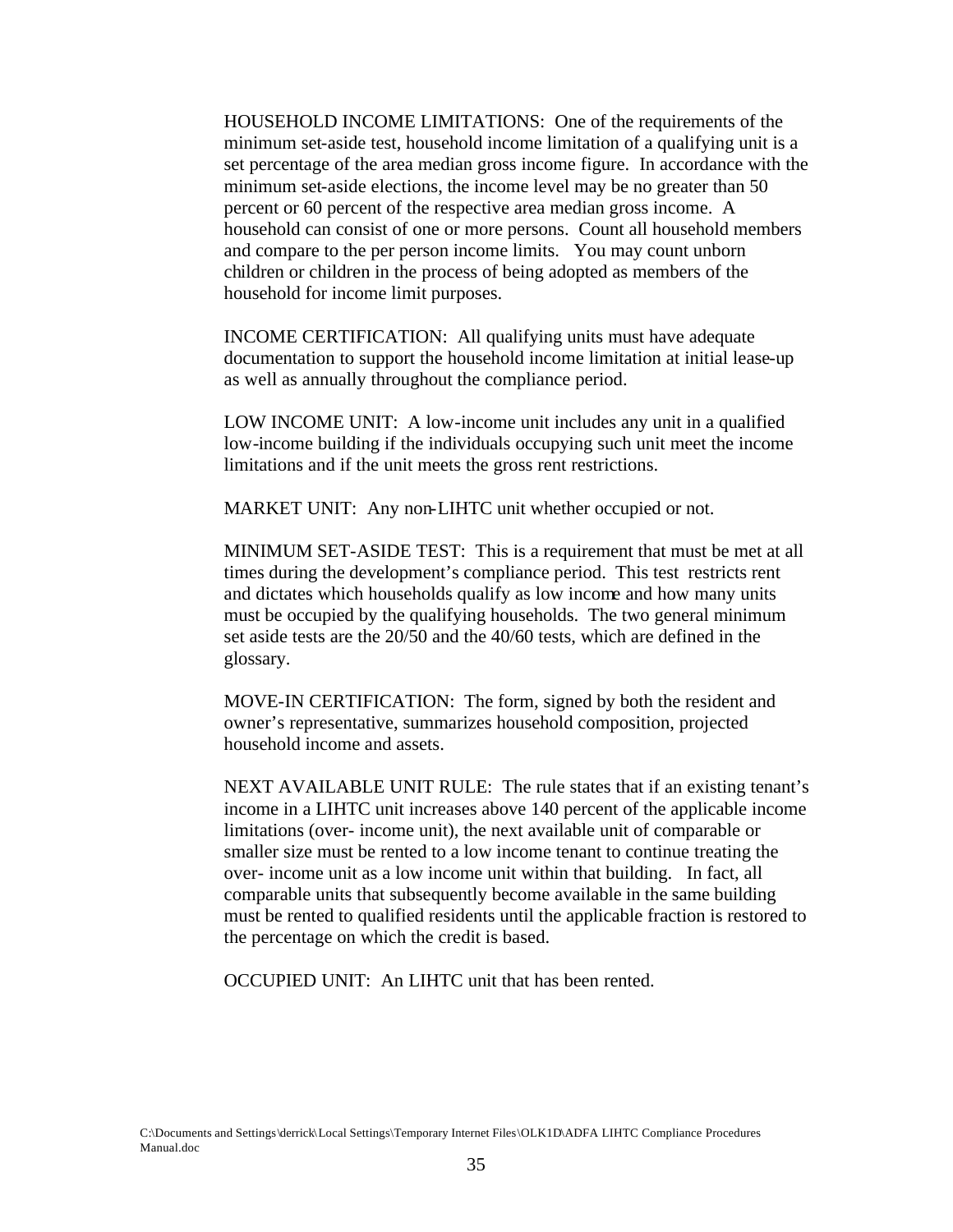HOUSEHOLD INCOME LIMITATIONS: One of the requirements of the minimum set-aside test, household income limitation of a qualifying unit is a set percentage of the area median gross income figure. In accordance with the minimum set-aside elections, the income level may be no greater than 50 percent or 60 percent of the respective area median gross income. A household can consist of one or more persons. Count all household members and compare to the per person income limits. You may count unborn children or children in the process of being adopted as members of the household for income limit purposes.

INCOME CERTIFICATION: All qualifying units must have adequate documentation to support the household income limitation at initial lease-up as well as annually throughout the compliance period.

LOW INCOME UNIT: A low-income unit includes any unit in a qualified low-income building if the individuals occupying such unit meet the income limitations and if the unit meets the gross rent restrictions.

MARKET UNIT: Any non-LIHTC unit whether occupied or not.

MINIMUM SET-ASIDE TEST: This is a requirement that must be met at all times during the development's compliance period. This test restricts rent and dictates which households qualify as low income and how many units must be occupied by the qualifying households. The two general minimum set aside tests are the 20/50 and the 40/60 tests, which are defined in the glossary.

MOVE-IN CERTIFICATION: The form, signed by both the resident and owner's representative, summarizes household composition, projected household income and assets.

NEXT AVAILABLE UNIT RULE: The rule states that if an existing tenant's income in a LIHTC unit increases above 140 percent of the applicable income limitations (over- income unit), the next available unit of comparable or smaller size must be rented to a low income tenant to continue treating the over- income unit as a low income unit within that building. In fact, all comparable units that subsequently become available in the same building must be rented to qualified residents until the applicable fraction is restored to the percentage on which the credit is based.

OCCUPIED UNIT: An LIHTC unit that has been rented.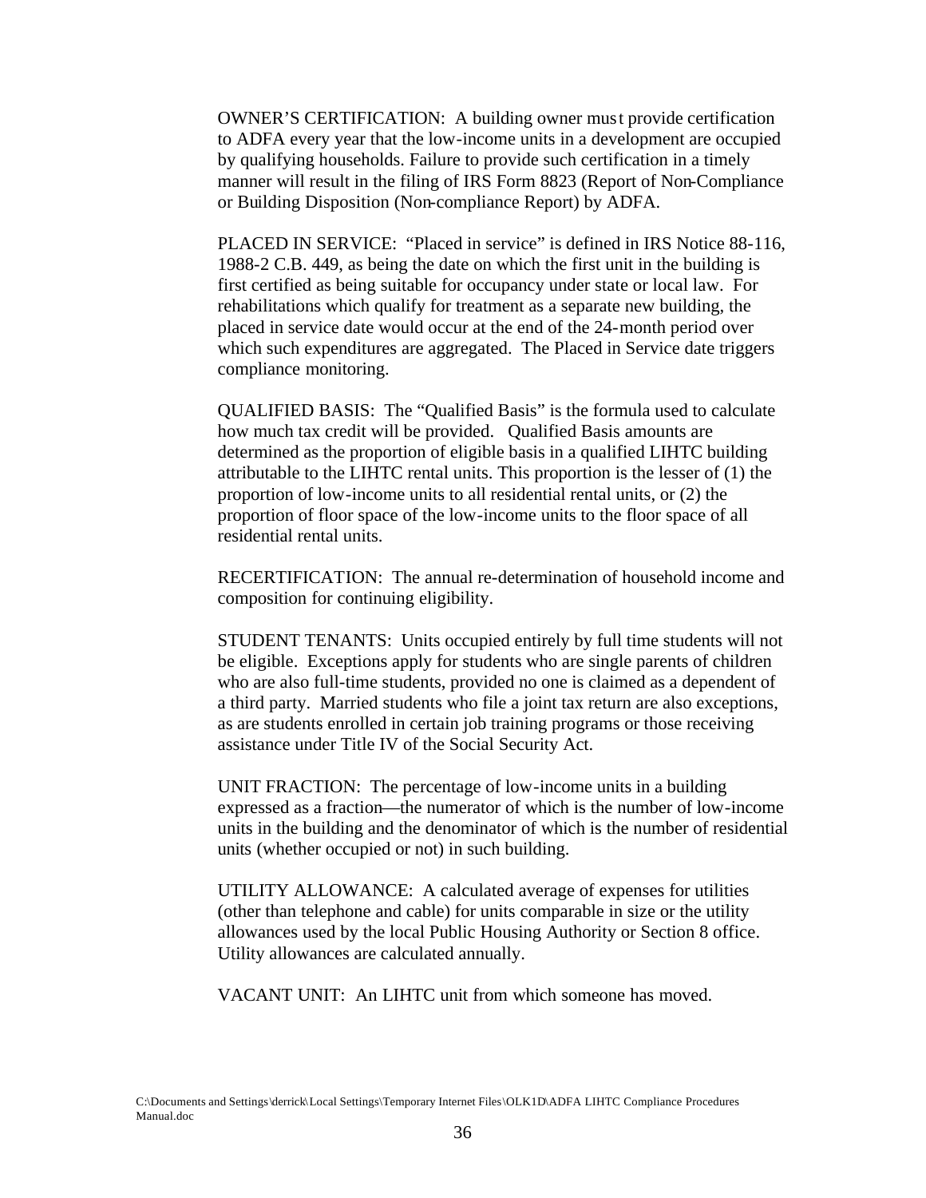OWNER'S CERTIFICATION: A building owner must provide certification to ADFA every year that the low-income units in a development are occupied by qualifying households. Failure to provide such certification in a timely manner will result in the filing of IRS Form 8823 (Report of Non-Compliance or Building Disposition (Non-compliance Report) by ADFA.

PLACED IN SERVICE: "Placed in service" is defined in IRS Notice 88-116, 1988-2 C.B. 449, as being the date on which the first unit in the building is first certified as being suitable for occupancy under state or local law. For rehabilitations which qualify for treatment as a separate new building, the placed in service date would occur at the end of the 24-month period over which such expenditures are aggregated. The Placed in Service date triggers compliance monitoring.

QUALIFIED BASIS: The "Qualified Basis" is the formula used to calculate how much tax credit will be provided. Qualified Basis amounts are determined as the proportion of eligible basis in a qualified LIHTC building attributable to the LIHTC rental units. This proportion is the lesser of (1) the proportion of low-income units to all residential rental units, or (2) the proportion of floor space of the low-income units to the floor space of all residential rental units.

RECERTIFICATION: The annual re-determination of household income and composition for continuing eligibility.

STUDENT TENANTS: Units occupied entirely by full time students will not be eligible. Exceptions apply for students who are single parents of children who are also full-time students, provided no one is claimed as a dependent of a third party. Married students who file a joint tax return are also exceptions, as are students enrolled in certain job training programs or those receiving assistance under Title IV of the Social Security Act.

UNIT FRACTION: The percentage of low-income units in a building expressed as a fraction—the numerator of which is the number of low-income units in the building and the denominator of which is the number of residential units (whether occupied or not) in such building.

UTILITY ALLOWANCE: A calculated average of expenses for utilities (other than telephone and cable) for units comparable in size or the utility allowances used by the local Public Housing Authority or Section 8 office. Utility allowances are calculated annually.

VACANT UNIT: An LIHTC unit from which someone has moved.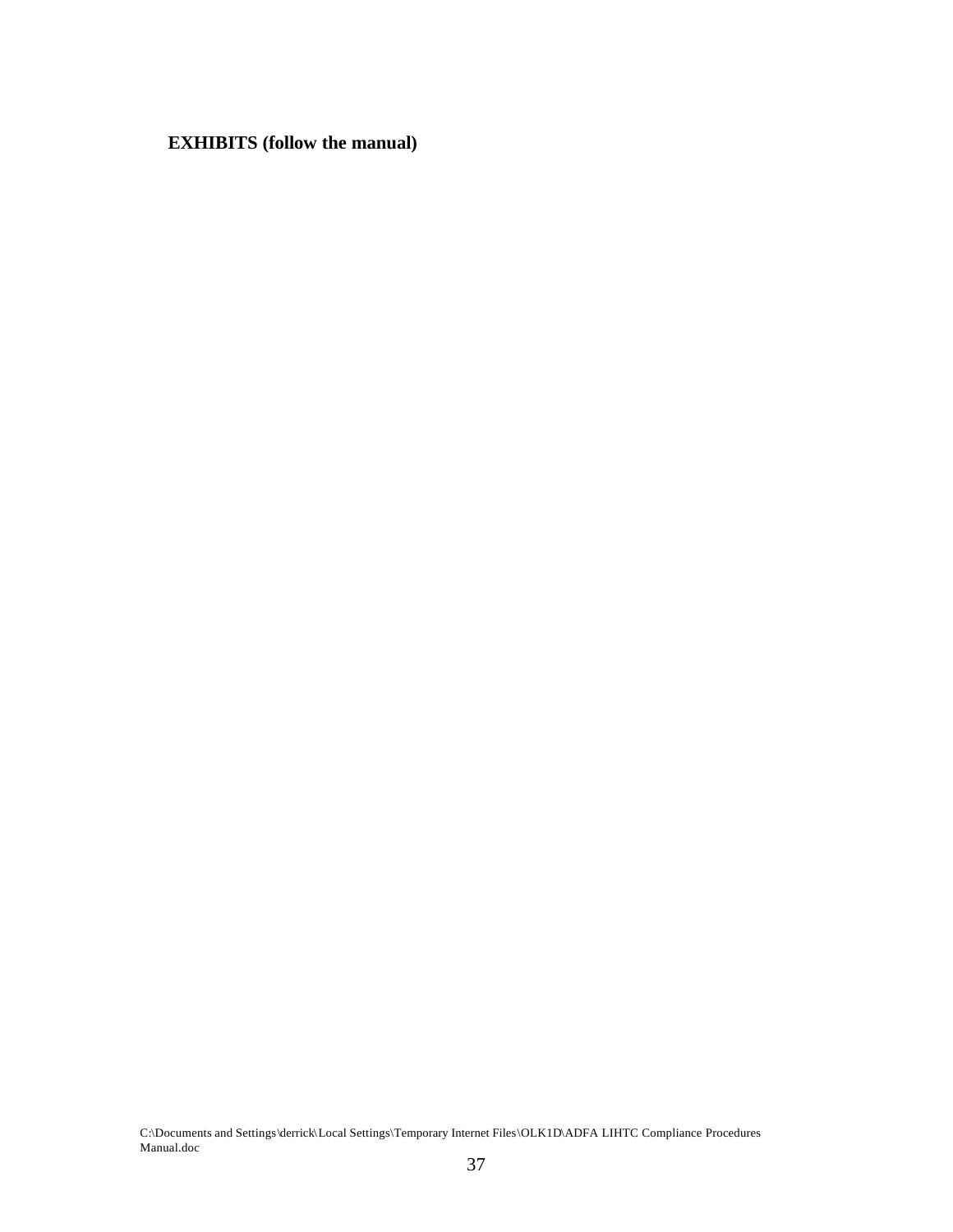**EXHIBITS (follow the manual)**